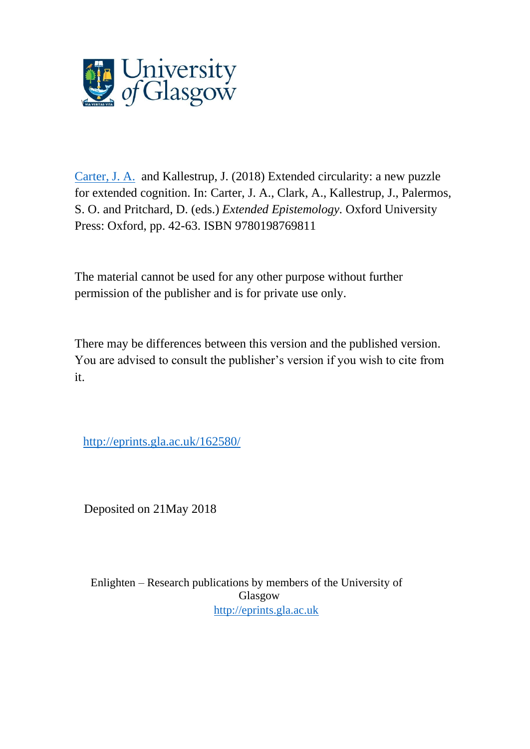University of Glasgow

Carter, J. A. and Kallestrup, J. (2018) Extended circularity: a new puzzle for extended cognition. In: Carter, J. A., Clark, A., Kallestrup, J., Palermos, S. O. and Pritchard, D. (eds.) *Extended Epistemology.* Oxford University Press: Oxford, pp. 42-63. ISBN 9780198769811

The material cannot be used for any other purpose without further permission of the publisher and is for private use only.

There may be differences between this version and the published version. You are advised to consult the publisher's version if you wish to cite from it.

http://eprints.gla.ac.uk/162580/

Deposited on 21May 2018

Enlighten – Research publications by members of the University of Glasgow
http://eprints.gla.ac.uk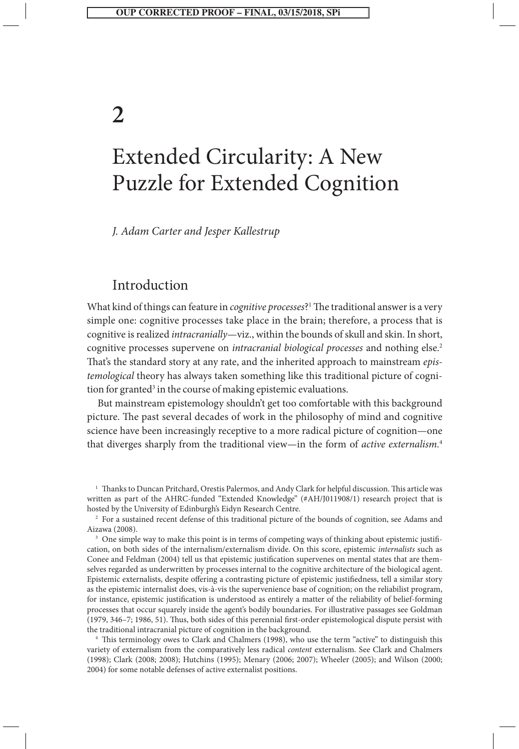# 2

# Extended Circularity: A New Puzzle for Extended Cognition

*J. Adam Carter and Jesper Kallestrup*

## Introduction

What kind of things can feature in *cognitive processes*?[1] The traditional answer is a very simple one: cognitive processes take place in the brain; therefore, a process that is cognitive is realized *intracranially*—viz., within the bounds of skull and skin. In short, cognitive processes supervene on *intracranial biological processes* and nothing else.[2] That's the standard story at any rate, and the inherited approach to mainstream *epistemological* theory has always taken something like this traditional picture of cognition for granted[3] in the course of making epistemic evaluations.

But mainstream epistemology shouldn't get too comfortable with this background picture. The past several decades of work in the philosophy of mind and cognitive science have been increasingly receptive to a more radical picture of cognition—one that diverges sharply from the traditional view—in the form of *active externalism*.[4]

[1] Thanks to Duncan Pritchard, Orestis Palermos, and Andy Clark for helpful discussion. This article was written as part of the AHRC-funded "Extended Knowledge" (#AH/J011908/1) research project that is hosted by the University of Edinburgh's Eidyn Research Centre.

[2] For a sustained recent defense of this traditional picture of the bounds of cognition, see Adams and Aizawa (2008).

[3] One simple way to make this point is in terms of competing ways of thinking about epistemic justification, on both sides of the internalism/externalism divide. On this score, epistemic *internalists* such as Conee and Feldman (2004) tell us that epistemic justification supervenes on mental states that are themselves regarded as underwritten by processes internal to the cognitive architecture of the biological agent. Epistemic externalists, despite offering a contrasting picture of epistemic justifiedness, tell a similar story as the epistemic internalist does, vis-à-vis the supervenience base of cognition; on the reliabilist program, for instance, epistemic justification is understood as entirely a matter of the reliability of belief-forming processes that occur squarely inside the agent's bodily boundaries. For illustrative passages see Goldman (1979, 346–7; 1986, 51). Thus, both sides of this perennial first-order epistemological dispute persist with the traditional intracranial picture of cognition in the background.

[4] This terminology owes to Clark and Chalmers (1998), who use the term "active" to distinguish this variety of externalism from the comparatively less radical *content* externalism. See Clark and Chalmers (1998); Clark (2008; 2008); Hutchins (1995); Menary (2006; 2007); Wheeler (2005); and Wilson (2000; 2004) for some notable defenses of active externalist positions.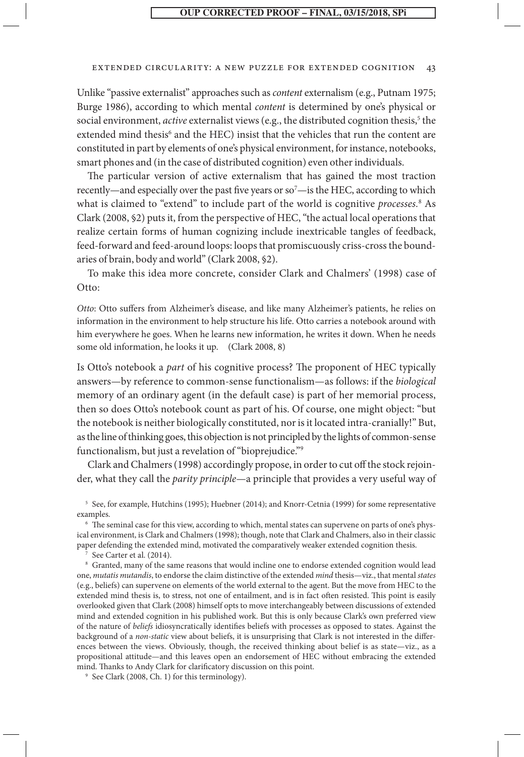Unlike "passive externalist" approaches such as *content* externalism (e.g., Putnam 1975; Burge 1986), according to which mental *content* is determined by one's physical or social environment, *active* externalist views (e.g., the distributed cognition thesis,[5] the extended mind thesis[6] and the HEC) insist that the vehicles that run the content are constituted in part by elements of one's physical environment, for instance, notebooks, smart phones and (in the case of distributed cognition) even other individuals.

The particular version of active externalism that has gained the most traction recently—and especially over the past five years or so[7]—is the HEC, according to which what is claimed to "extend" to include part of the world is cognitive *processes*.[8] As Clark (2008, §2) puts it, from the perspective of HEC, "the actual local operations that realize certain forms of human cognizing include inextricable tangles of feedback, feed-forward and feed-around loops: loops that promiscuously criss-cross the boundaries of brain, body and world" (Clark 2008, §2).

To make this idea more concrete, consider Clark and Chalmers' (1998) case of Otto:

*Otto*: Otto suffers from Alzheimer's disease, and like many Alzheimer's patients, he relies on information in the environment to help structure his life. Otto carries a notebook around with him everywhere he goes. When he learns new information, he writes it down. When he needs some old information, he looks it up. (Clark 2008, 8)

Is Otto's notebook a *part* of his cognitive process? The proponent of HEC typically answers—by reference to common-sense functionalism—as follows: if the *biological* memory of an ordinary agent (in the default case) is part of her memorial process, then so does Otto's notebook count as part of his. Of course, one might object: "but the notebook is neither biologically constituted, nor is it located intra-cranially!" But, as the line of thinking goes, this objection is not principled by the lights of common-sense functionalism, but just a revelation of "bioprejudice."[9]

Clark and Chalmers (1998) accordingly propose, in order to cut off the stock rejoinder, what they call the *parity principle*—a principle that provides a very useful way of

[5] See, for example, Hutchins (1995); Huebner (2014); and Knorr-Cetnia (1999) for some representative examples.

[6] The seminal case for this view, according to which, mental states can supervene on parts of one's physical environment, is Clark and Chalmers (1998); though, note that Clark and Chalmers, also in their classic paper defending the extended mind, motivated the comparatively weaker extended cognition thesis.

[7] See Carter et al. (2014).

[8] Granted, many of the same reasons that would incline one to endorse extended cognition would lead one, *mutatis mutandis*, to endorse the claim distinctive of the extended *mind* thesis—viz., that mental *states* (e.g., beliefs) can supervene on elements of the world external to the agent. But the move from HEC to the extended mind thesis is, to stress, not one of entailment, and is in fact often resisted. This point is easily overlooked given that Clark (2008) himself opts to move interchangeably between discussions of extended mind and extended cognition in his published work. But this is only because Clark's own preferred view of the nature of *beliefs* idiosyncratically identifies beliefs with processes as opposed to states. Against the background of a *non-static* view about beliefs, it is unsurprising that Clark is not interested in the differences between the views. Obviously, though, the received thinking about belief is as state—viz., as a propositional attitude—and this leaves open an endorsement of HEC without embracing the extended mind. Thanks to Andy Clark for clarificatory discussion on this point.

[9] See Clark (2008, Ch. 1) for this terminology).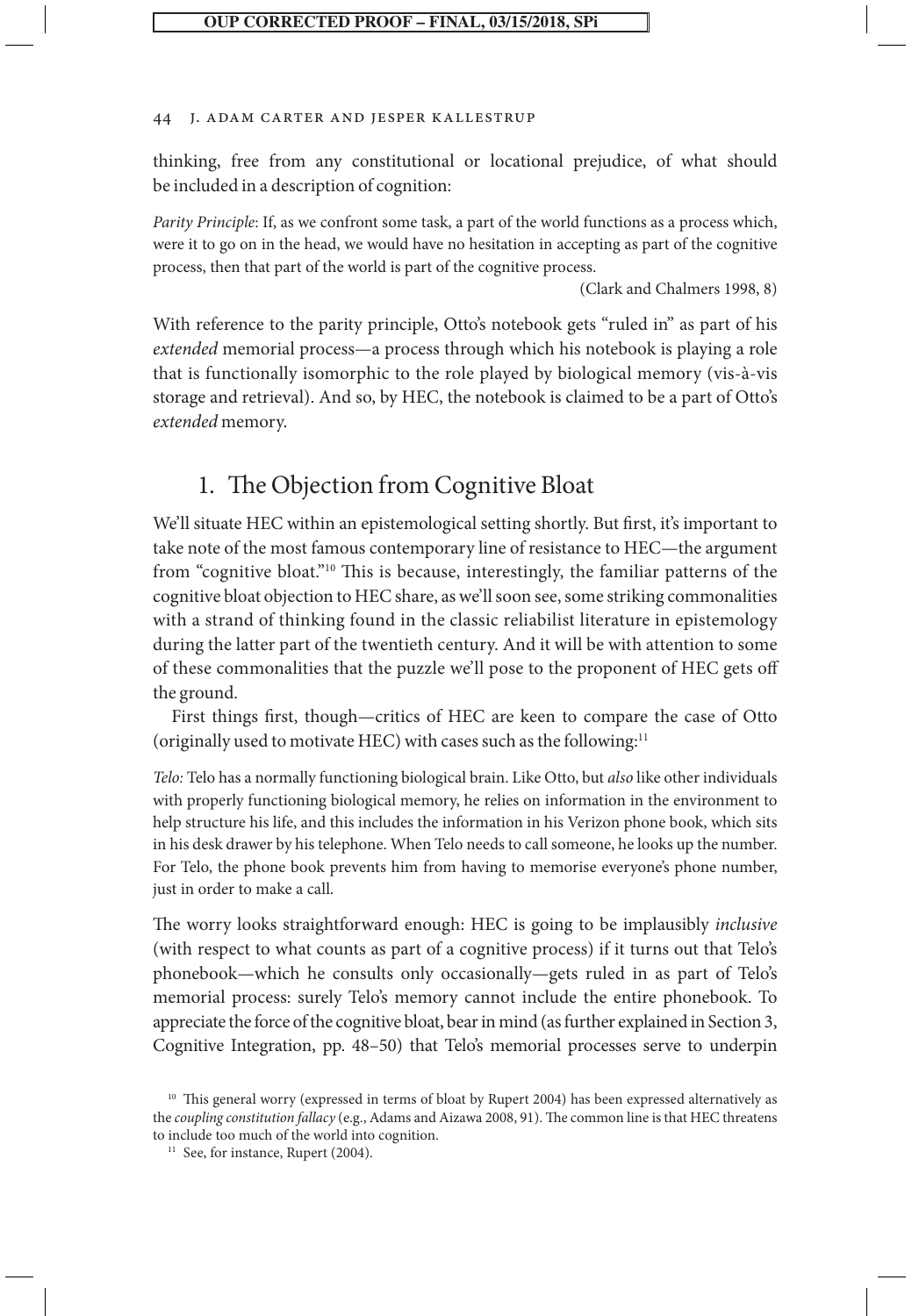thinking, free from any constitutional or locational prejudice, of what should be included in a description of cognition:

*Parity Principle*: If, as we confront some task, a part of the world functions as a process which, were it to go on in the head, we would have no hesitation in accepting as part of the cognitive process, then that part of the world is part of the cognitive process.

(Clark and Chalmers 1998, 8)

With reference to the parity principle, Otto's notebook gets "ruled in" as part of his *extended* memorial process—a process through which his notebook is playing a role that is functionally isomorphic to the role played by biological memory (vis-à-vis storage and retrieval). And so, by HEC, the notebook is claimed to be a part of Otto's *extended* memory.

## 1. The Objection from Cognitive Bloat

We'll situate HEC within an epistemological setting shortly. But first, it's important to take note of the most famous contemporary line of resistance to HEC—the argument from "cognitive bloat."[10] This is because, interestingly, the familiar patterns of the cognitive bloat objection to HEC share, as we'll soon see, some striking commonalities with a strand of thinking found in the classic reliabilist literature in epistemology during the latter part of the twentieth century. And it will be with attention to some of these commonalities that the puzzle we'll pose to the proponent of HEC gets off the ground.

First things first, though—critics of HEC are keen to compare the case of Otto (originally used to motivate HEC) with cases such as the following:[11]

*Telo:* Telo has a normally functioning biological brain. Like Otto, but *also* like other individuals with properly functioning biological memory, he relies on information in the environment to help structure his life, and this includes the information in his Verizon phone book, which sits in his desk drawer by his telephone. When Telo needs to call someone, he looks up the number. For Telo, the phone book prevents him from having to memorise everyone's phone number, just in order to make a call.

The worry looks straightforward enough: HEC is going to be implausibly *inclusive* (with respect to what counts as part of a cognitive process) if it turns out that Telo's phonebook—which he consults only occasionally—gets ruled in as part of Telo's memorial process: surely Telo's memory cannot include the entire phonebook. To appreciate the force of the cognitive bloat, bear in mind (as further explained in Section 3, Cognitive Integration, pp. 48–50) that Telo's memorial processes serve to underpin

[10] This general worry (expressed in terms of bloat by Rupert 2004) has been expressed alternatively as the *coupling constitution fallacy* (e.g., Adams and Aizawa 2008, 91). The common line is that HEC threatens to include too much of the world into cognition.

[11] See, for instance, Rupert (2004).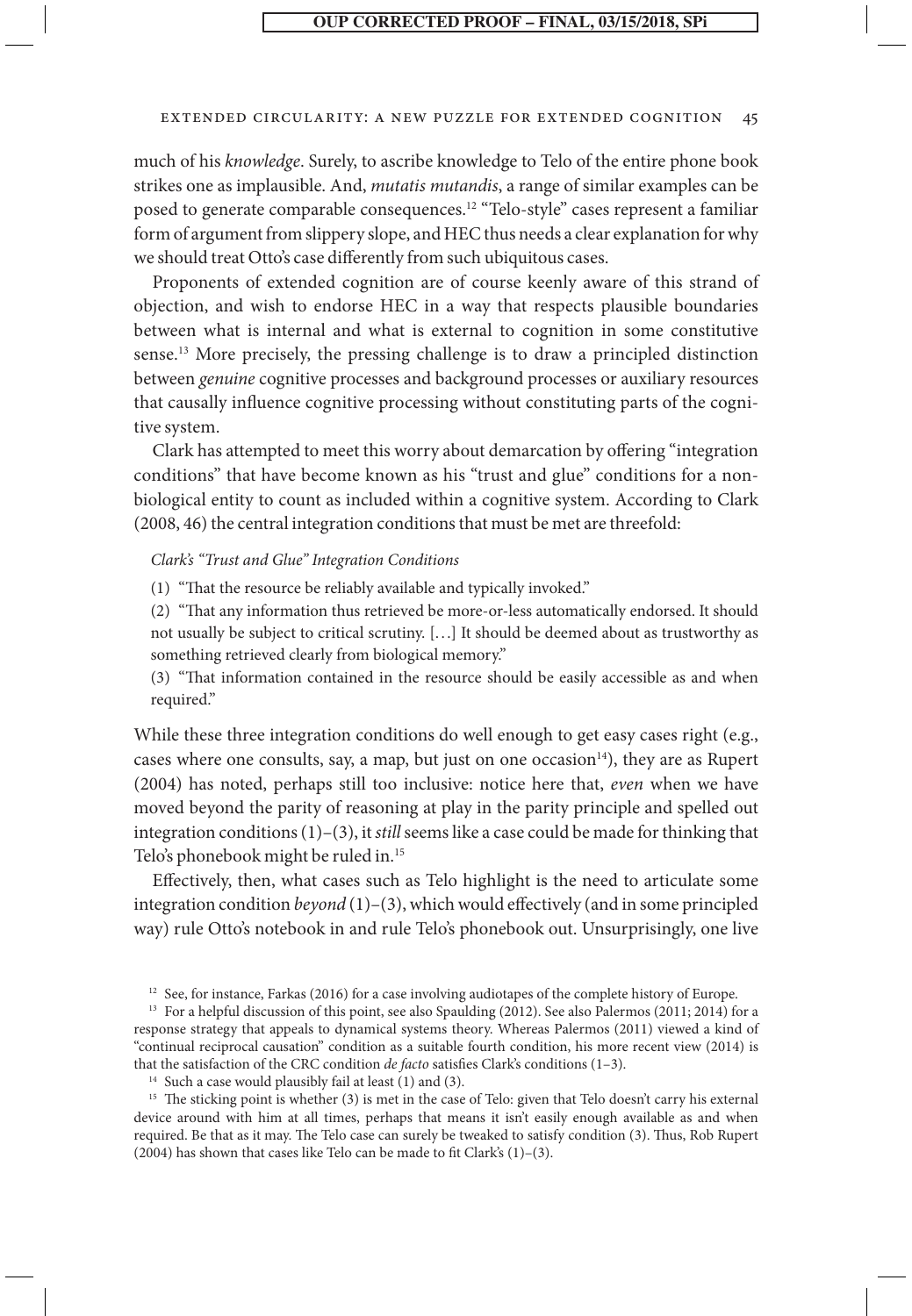much of his *knowledge*. Surely, to ascribe knowledge to Telo of the entire phone book strikes one as implausible. And, *mutatis mutandis*, a range of similar examples can be posed to generate comparable consequences.[12] "Telo-style" cases represent a familiar form of argument from slippery slope, and HEC thus needs a clear explanation for why we should treat Otto's case differently from such ubiquitous cases.

Proponents of extended cognition are of course keenly aware of this strand of objection, and wish to endorse HEC in a way that respects plausible boundaries between what is internal and what is external to cognition in some constitutive sense.[13] More precisely, the pressing challenge is to draw a principled distinction between *genuine* cognitive processes and background processes or auxiliary resources that causally influence cognitive processing without constituting parts of the cognitive system.

Clark has attempted to meet this worry about demarcation by offering "integration conditions" that have become known as his "trust and glue" conditions for a non-biological entity to count as included within a cognitive system. According to Clark (2008, 46) the central integration conditions that must be met are threefold:

*Clark's "Trust and Glue" Integration Conditions*

(1) "That the resource be reliably available and typically invoked."

(2) "That any information thus retrieved be more-or-less automatically endorsed. It should not usually be subject to critical scrutiny. [...] It should be deemed about as trustworthy as something retrieved clearly from biological memory."

(3) "That information contained in the resource should be easily accessible as and when required."

While these three integration conditions do well enough to get easy cases right (e.g., cases where one consults, say, a map, but just on one occasion[14]), they are as Rupert (2004) has noted, perhaps still too inclusive: notice here that, *even* when we have moved beyond the parity of reasoning at play in the parity principle and spelled out integration conditions (1)–(3), it *still* seems like a case could be made for thinking that Telo's phonebook might be ruled in.[15]

Effectively, then, what cases such as Telo highlight is the need to articulate some integration condition *beyond* (1)–(3), which would effectively (and in some principled way) rule Otto's notebook in and rule Telo's phonebook out. Unsurprisingly, one live

[12] See, for instance, Farkas (2016) for a case involving audiotapes of the complete history of Europe.

[13] For a helpful discussion of this point, see also Spaulding (2012). See also Palermos (2011; 2014) for a response strategy that appeals to dynamical systems theory. Whereas Palermos (2011) viewed a kind of "continual reciprocal causation" condition as a suitable fourth condition, his more recent view (2014) is that the satisfaction of the CRC condition *de facto* satisfies Clark's conditions (1–3).

[14] Such a case would plausibly fail at least (1) and (3).

[15] The sticking point is whether (3) is met in the case of Telo: given that Telo doesn't carry his external device around with him at all times, perhaps that means it isn't easily enough available as and when required. Be that as it may. The Telo case can surely be tweaked to satisfy condition (3). Thus, Rob Rupert (2004) has shown that cases like Telo can be made to fit Clark's (1)–(3).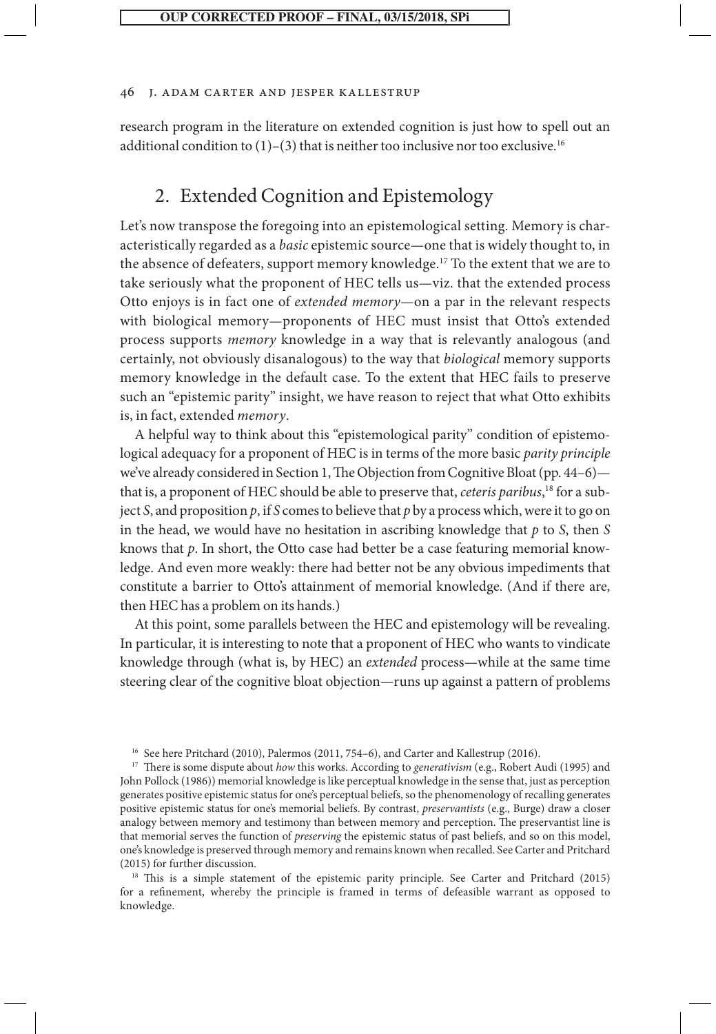research program in the literature on extended cognition is just how to spell out an additional condition to (1)–(3) that is neither too inclusive nor too exclusive.[16]

## 2. Extended Cognition and Epistemology

Let's now transpose the foregoing into an epistemological setting. Memory is characteristically regarded as a *basic* epistemic source—one that is widely thought to, in the absence of defeaters, support memory knowledge.[17] To the extent that we are to take seriously what the proponent of HEC tells us—viz. that the extended process Otto enjoys is in fact one of *extended memory*—on a par in the relevant respects with biological memory—proponents of HEC must insist that Otto's extended process supports *memory* knowledge in a way that is relevantly analogous (and certainly, not obviously disanalogous) to the way that *biological* memory supports memory knowledge in the default case. To the extent that HEC fails to preserve such an "epistemic parity" insight, we have reason to reject that what Otto exhibits is, in fact, extended *memory*.

A helpful way to think about this "epistemological parity" condition of epistemological adequacy for a proponent of HEC is in terms of the more basic *parity principle* we've already considered in Section 1, The Objection from Cognitive Bloat (pp. 44–6)—that is, a proponent of HEC should be able to preserve that, *ceteris paribus*,[18] for a subject *S*, and proposition *p*, if *S* comes to believe that *p* by a process which, were it to go on in the head, we would have no hesitation in ascribing knowledge that *p* to *S*, then *S* knows that *p*. In short, the Otto case had better be a case featuring memorial knowledge. And even more weakly: there had better not be any obvious impediments that constitute a barrier to Otto's attainment of memorial knowledge. (And if there are, then HEC has a problem on its hands.)

At this point, some parallels between the HEC and epistemology will be revealing. In particular, it is interesting to note that a proponent of HEC who wants to vindicate knowledge through (what is, by HEC) an *extended* process—while at the same time steering clear of the cognitive bloat objection—runs up against a pattern of problems

---

[16] See here Pritchard (2010), Palermos (2011, 754–6), and Carter and Kallestrup (2016).

[17] There is some dispute about *how* this works. According to *generativism* (e.g., Robert Audi (1995) and John Pollock (1986)) memorial knowledge is like perceptual knowledge in the sense that, just as perception generates positive epistemic status for one's perceptual beliefs, so the phenomenology of recalling generates positive epistemic status for one's memorial beliefs. By contrast, *preservantists* (e.g., Burge) draw a closer analogy between memory and testimony than between memory and perception. The preservantist line is that memorial serves the function of *preserving* the epistemic status of past beliefs, and so on this model, one's knowledge is preserved through memory and remains known when recalled. See Carter and Pritchard (2015) for further discussion.

[18] This is a simple statement of the epistemic parity principle. See Carter and Pritchard (2015) for a refinement, whereby the principle is framed in terms of defeasible warrant as opposed to knowledge.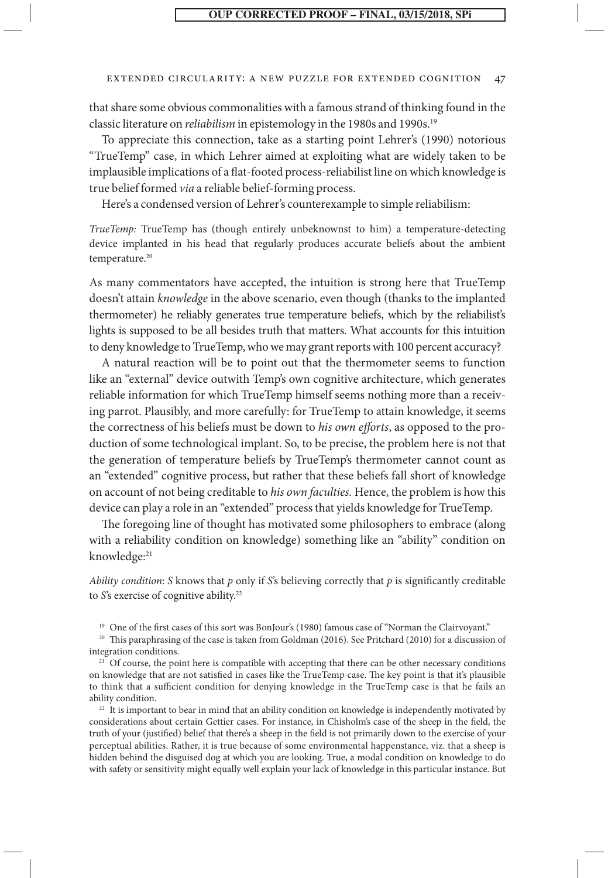that share some obvious commonalities with a famous strand of thinking found in the classic literature on *reliabilism* in epistemology in the 1980s and 1990s.[19]

To appreciate this connection, take as a starting point Lehrer's (1990) notorious "TrueTemp" case, in which Lehrer aimed at exploiting what are widely taken to be implausible implications of a flat-footed process-reliabilist line on which knowledge is true belief formed *via* a reliable belief-forming process.

Here's a condensed version of Lehrer's counterexample to simple reliabilism:

*TrueTemp:* TrueTemp has (though entirely unbeknownst to him) a temperature-detecting device implanted in his head that regularly produces accurate beliefs about the ambient temperature.[20]

As many commentators have accepted, the intuition is strong here that TrueTemp doesn't attain *knowledge* in the above scenario, even though (thanks to the implanted thermometer) he reliably generates true temperature beliefs, which by the reliabilist's lights is supposed to be all besides truth that matters. What accounts for this intuition to deny knowledge to TrueTemp, who we may grant reports with 100 percent accuracy?

A natural reaction will be to point out that the thermometer seems to function like an "external" device outwith Temp's own cognitive architecture, which generates reliable information for which TrueTemp himself seems nothing more than a receiving parrot. Plausibly, and more carefully: for TrueTemp to attain knowledge, it seems the correctness of his beliefs must be down to *his own efforts*, as opposed to the production of some technological implant. So, to be precise, the problem here is not that the generation of temperature beliefs by TrueTemp's thermometer cannot count as an "extended" cognitive process, but rather that these beliefs fall short of knowledge on account of not being creditable to *his own faculties.* Hence, the problem is how this device can play a role in an "extended" process that yields knowledge for TrueTemp.

The foregoing line of thought has motivated some philosophers to embrace (along with a reliability condition on knowledge) something like an "ability" condition on knowledge:[21]

*Ability condition*: *S* knows that *p* only if *S*'s believing correctly that *p* is significantly creditable to *S*'s exercise of cognitive ability.[22]

[19] One of the first cases of this sort was BonJour's (1980) famous case of "Norman the Clairvoyant."

[20] This paraphrasing of the case is taken from Goldman (2016). See Pritchard (2010) for a discussion of integration conditions.

[21] Of course, the point here is compatible with accepting that there can be other necessary conditions on knowledge that are not satisfied in cases like the TrueTemp case. The key point is that it's plausible to think that a sufficient condition for denying knowledge in the TrueTemp case is that he fails an ability condition.

[22] It is important to bear in mind that an ability condition on knowledge is independently motivated by considerations about certain Gettier cases. For instance, in Chisholm's case of the sheep in the field, the truth of your (justified) belief that there's a sheep in the field is not primarily down to the exercise of your perceptual abilities. Rather, it is true because of some environmental happenstance, viz. that a sheep is hidden behind the disguised dog at which you are looking. True, a modal condition on knowledge to do with safety or sensitivity might equally well explain your lack of knowledge in this particular instance. But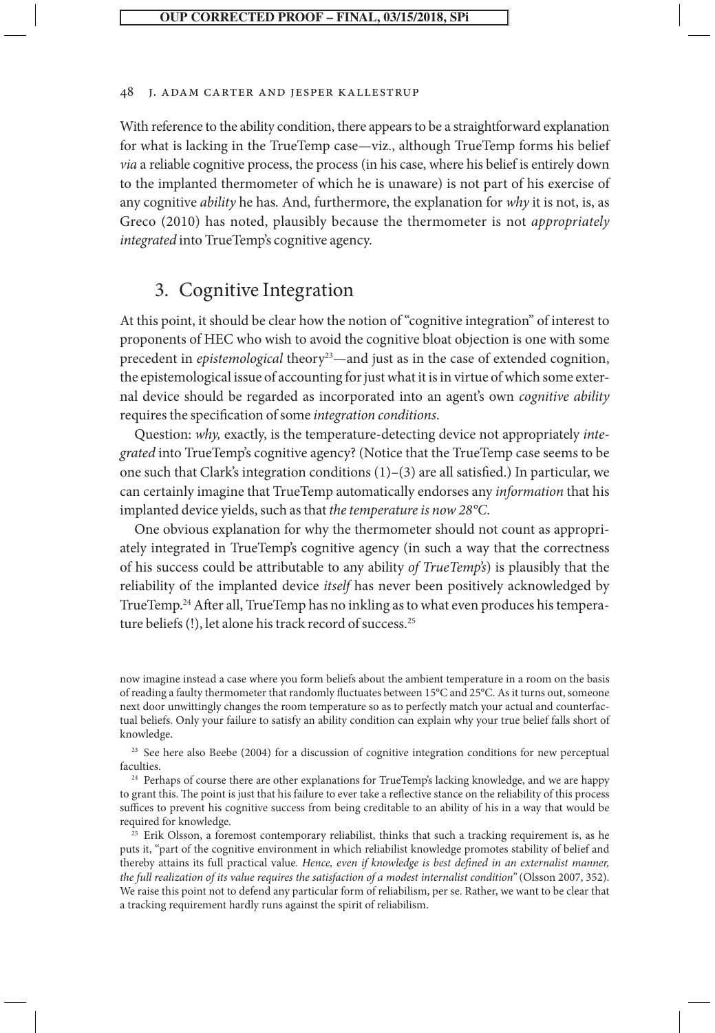With reference to the ability condition, there appears to be a straightforward explanation for what is lacking in the TrueTemp case—viz., although TrueTemp forms his belief *via* a reliable cognitive process, the process (in his case, where his belief is entirely down to the implanted thermometer of which he is unaware) is not part of his exercise of any cognitive *ability* he has. And, furthermore, the explanation for *why* it is not, is, as Greco (2010) has noted, plausibly because the thermometer is not *appropriately integrated* into TrueTemp's cognitive agency.

## 3. Cognitive Integration

At this point, it should be clear how the notion of "cognitive integration" of interest to proponents of HEC who wish to avoid the cognitive bloat objection is one with some precedent in *epistemological* theory[23]—and just as in the case of extended cognition, the epistemological issue of accounting for just what it is in virtue of which some external device should be regarded as incorporated into an agent's own *cognitive ability* requires the specification of some *integration conditions*.

Question: *why,* exactly, is the temperature-detecting device not appropriately *integrated* into TrueTemp's cognitive agency? (Notice that the TrueTemp case seems to be one such that Clark's integration conditions (1)–(3) are all satisfied.) In particular, we can certainly imagine that TrueTemp automatically endorses any *information* that his implanted device yields, such as that *the temperature is now 28°C*.

One obvious explanation for why the thermometer should not count as appropriately integrated in TrueTemp's cognitive agency (in such a way that the correctness of his success could be attributable to any ability *of TrueTemp's*) is plausibly that the reliability of the implanted device *itself* has never been positively acknowledged by TrueTemp.[24] After all, TrueTemp has no inkling as to what even produces his temperature beliefs (!), let alone his track record of success.[25]

---

now imagine instead a case where you form beliefs about the ambient temperature in a room on the basis of reading a faulty thermometer that randomly fluctuates between 15°C and 25°C. As it turns out, someone next door unwittingly changes the room temperature so as to perfectly match your actual and counterfactual beliefs. Only your failure to satisfy an ability condition can explain why your true belief falls short of knowledge.

[23] See here also Beebe (2004) for a discussion of cognitive integration conditions for new perceptual faculties.

[24] Perhaps of course there are other explanations for TrueTemp's lacking knowledge, and we are happy to grant this. The point is just that his failure to ever take a reflective stance on the reliability of this process suffices to prevent his cognitive success from being creditable to an ability of his in a way that would be required for knowledge.

[25] Erik Olsson, a foremost contemporary reliabilist, thinks that such a tracking requirement is, as he puts it, "part of the cognitive environment in which reliabilist knowledge promotes stability of belief and thereby attains its full practical value. *Hence, even if knowledge is best defined in an externalist manner, the full realization of its value requires the satisfaction of a modest internalist condition*" (Olsson 2007, 352). We raise this point not to defend any particular form of reliabilism, per se. Rather, we want to be clear that a tracking requirement hardly runs against the spirit of reliabilism.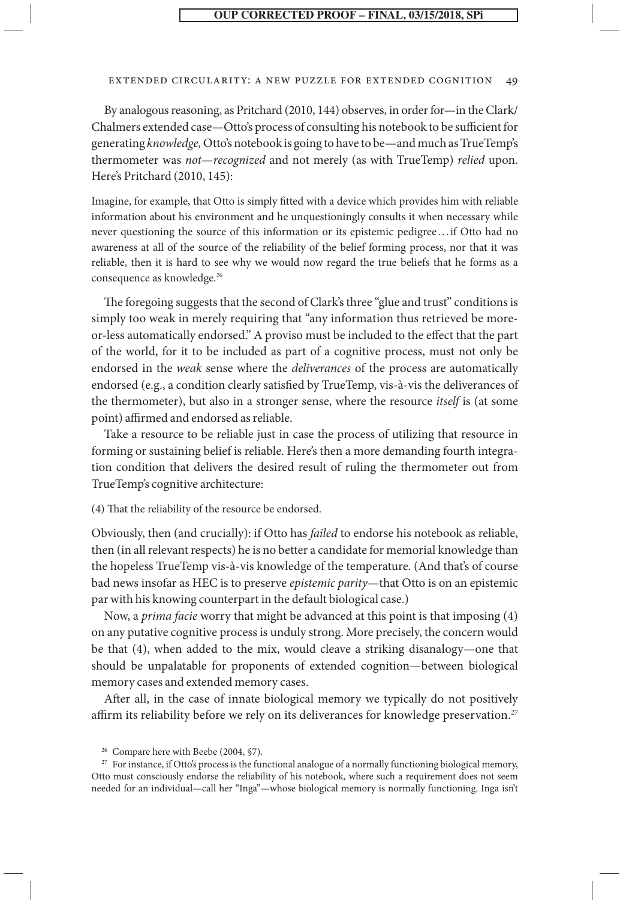By analogous reasoning, as Pritchard (2010, 144) observes, in order for—in the Clark/Chalmers extended case—Otto's process of consulting his notebook to be sufficient for generating *knowledge*, Otto's notebook is going to have to be—and much as TrueTemp's thermometer was *not—recognized* and not merely (as with TrueTemp) *relied* upon. Here's Pritchard (2010, 145):

> Imagine, for example, that Otto is simply fitted with a device which provides him with reliable information about his environment and he unquestioningly consults it when necessary while never questioning the source of this information or its epistemic pedigree . . . if Otto had no awareness at all of the source of the reliability of the belief forming process, nor that it was reliable, then it is hard to see why we would now regard the true beliefs that he forms as a consequence as knowledge.[26]

The foregoing suggests that the second of Clark's three "glue and trust" conditions is simply too weak in merely requiring that "any information thus retrieved be more-or-less automatically endorsed." A proviso must be included to the effect that the part of the world, for it to be included as part of a cognitive process, must not only be endorsed in the *weak* sense where the *deliverances* of the process are automatically endorsed (e.g., a condition clearly satisfied by TrueTemp, vis-à-vis the deliverances of the thermometer), but also in a stronger sense, where the resource *itself* is (at some point) affirmed and endorsed as reliable.

Take a resource to be reliable just in case the process of utilizing that resource in forming or sustaining belief is reliable. Here's then a more demanding fourth integration condition that delivers the desired result of ruling the thermometer out from TrueTemp's cognitive architecture:

(4) That the reliability of the resource be endorsed.

Obviously, then (and crucially): if Otto has *failed* to endorse his notebook as reliable, then (in all relevant respects) he is no better a candidate for memorial knowledge than the hopeless TrueTemp vis-à-vis knowledge of the temperature. (And that's of course bad news insofar as HEC is to preserve *epistemic parity*—that Otto is on an epistemic par with his knowing counterpart in the default biological case.)

Now, a *prima facie* worry that might be advanced at this point is that imposing (4) on any putative cognitive process is unduly strong. More precisely, the concern would be that (4), when added to the mix, would cleave a striking disanalogy—one that should be unpalatable for proponents of extended cognition—between biological memory cases and extended memory cases.

After all, in the case of innate biological memory we typically do not positively affirm its reliability before we rely on its deliverances for knowledge preservation.[27]

---

[26] Compare here with Beebe (2004, §7).

[27] For instance, if Otto's process is the functional analogue of a normally functioning biological memory, Otto must consciously endorse the reliability of his notebook, where such a requirement does not seem needed for an individual—call her "Inga"—whose biological memory is normally functioning. Inga isn't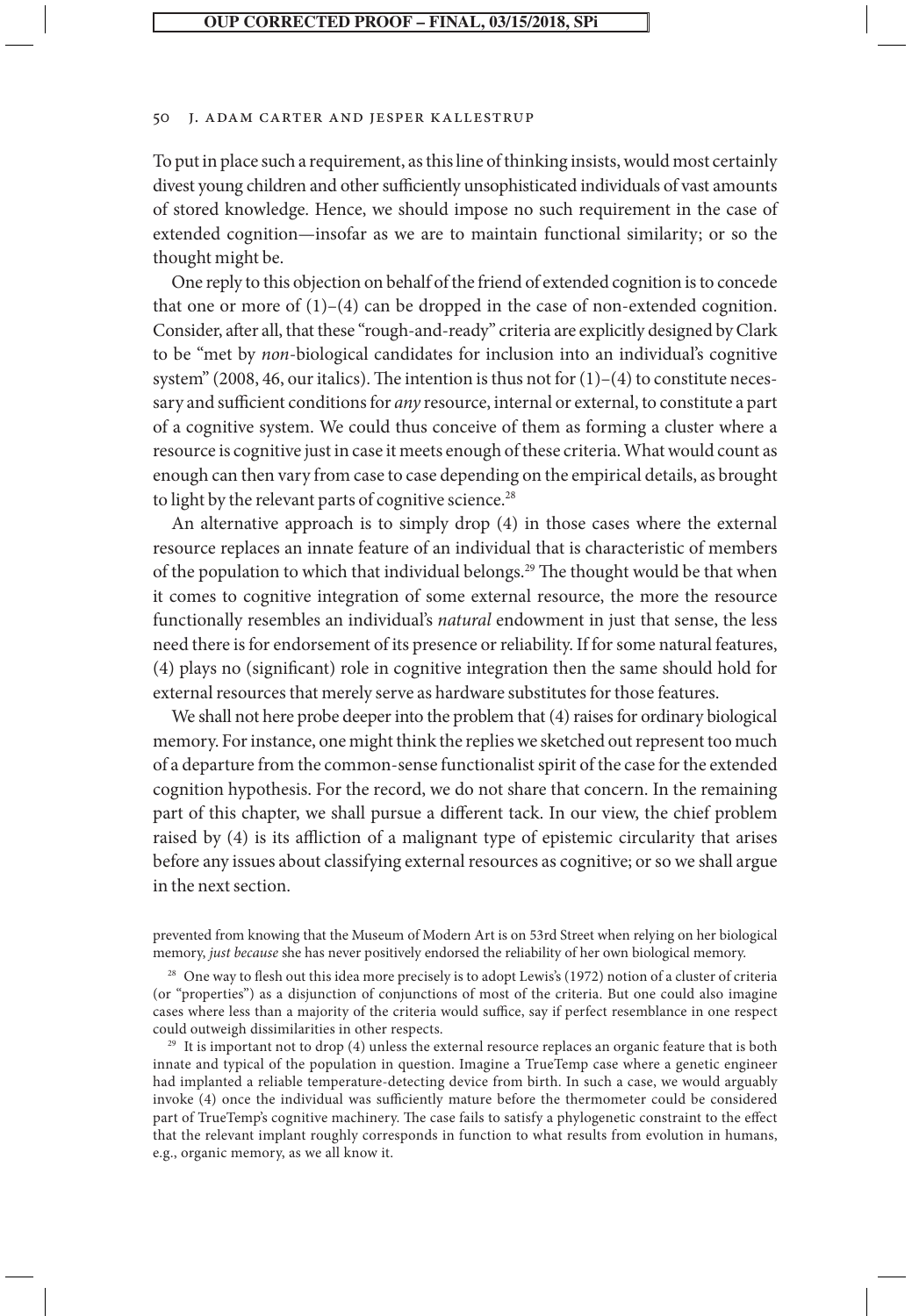To put in place such a requirement, as this line of thinking insists, would most certainly divest young children and other sufficiently unsophisticated individuals of vast amounts of stored knowledge. Hence, we should impose no such requirement in the case of extended cognition—insofar as we are to maintain functional similarity; or so the thought might be.

One reply to this objection on behalf of the friend of extended cognition is to concede that one or more of (1)–(4) can be dropped in the case of non-extended cognition. Consider, after all, that these "rough-and-ready" criteria are explicitly designed by Clark to be "met by *non*-biological candidates for inclusion into an individual's cognitive system" (2008, 46, our italics). The intention is thus not for (1)–(4) to constitute necessary and sufficient conditions for *any* resource, internal or external, to constitute a part of a cognitive system. We could thus conceive of them as forming a cluster where a resource is cognitive just in case it meets enough of these criteria. What would count as enough can then vary from case to case depending on the empirical details, as brought to light by the relevant parts of cognitive science.[28]

An alternative approach is to simply drop (4) in those cases where the external resource replaces an innate feature of an individual that is characteristic of members of the population to which that individual belongs.[29] The thought would be that when it comes to cognitive integration of some external resource, the more the resource functionally resembles an individual's *natural* endowment in just that sense, the less need there is for endorsement of its presence or reliability. If for some natural features, (4) plays no (significant) role in cognitive integration then the same should hold for external resources that merely serve as hardware substitutes for those features.

We shall not here probe deeper into the problem that (4) raises for ordinary biological memory. For instance, one might think the replies we sketched out represent too much of a departure from the common-sense functionalist spirit of the case for the extended cognition hypothesis. For the record, we do not share that concern. In the remaining part of this chapter, we shall pursue a different tack. In our view, the chief problem raised by (4) is its affliction of a malignant type of epistemic circularity that arises before any issues about classifying external resources as cognitive; or so we shall argue in the next section.

prevented from knowing that the Museum of Modern Art is on 53rd Street when relying on her biological memory, *just because* she has never positively endorsed the reliability of her own biological memory.

[28] One way to flesh out this idea more precisely is to adopt Lewis's (1972) notion of a cluster of criteria (or "properties") as a disjunction of conjunctions of most of the criteria. But one could also imagine cases where less than a majority of the criteria would suffice, say if perfect resemblance in one respect could outweigh dissimilarities in other respects.

[29] It is important not to drop (4) unless the external resource replaces an organic feature that is both innate and typical of the population in question. Imagine a TrueTemp case where a genetic engineer had implanted a reliable temperature-detecting device from birth. In such a case, we would arguably invoke (4) once the individual was sufficiently mature before the thermometer could be considered part of TrueTemp's cognitive machinery. The case fails to satisfy a phylogenetic constraint to the effect that the relevant implant roughly corresponds in function to what results from evolution in humans, e.g., organic memory, as we all know it.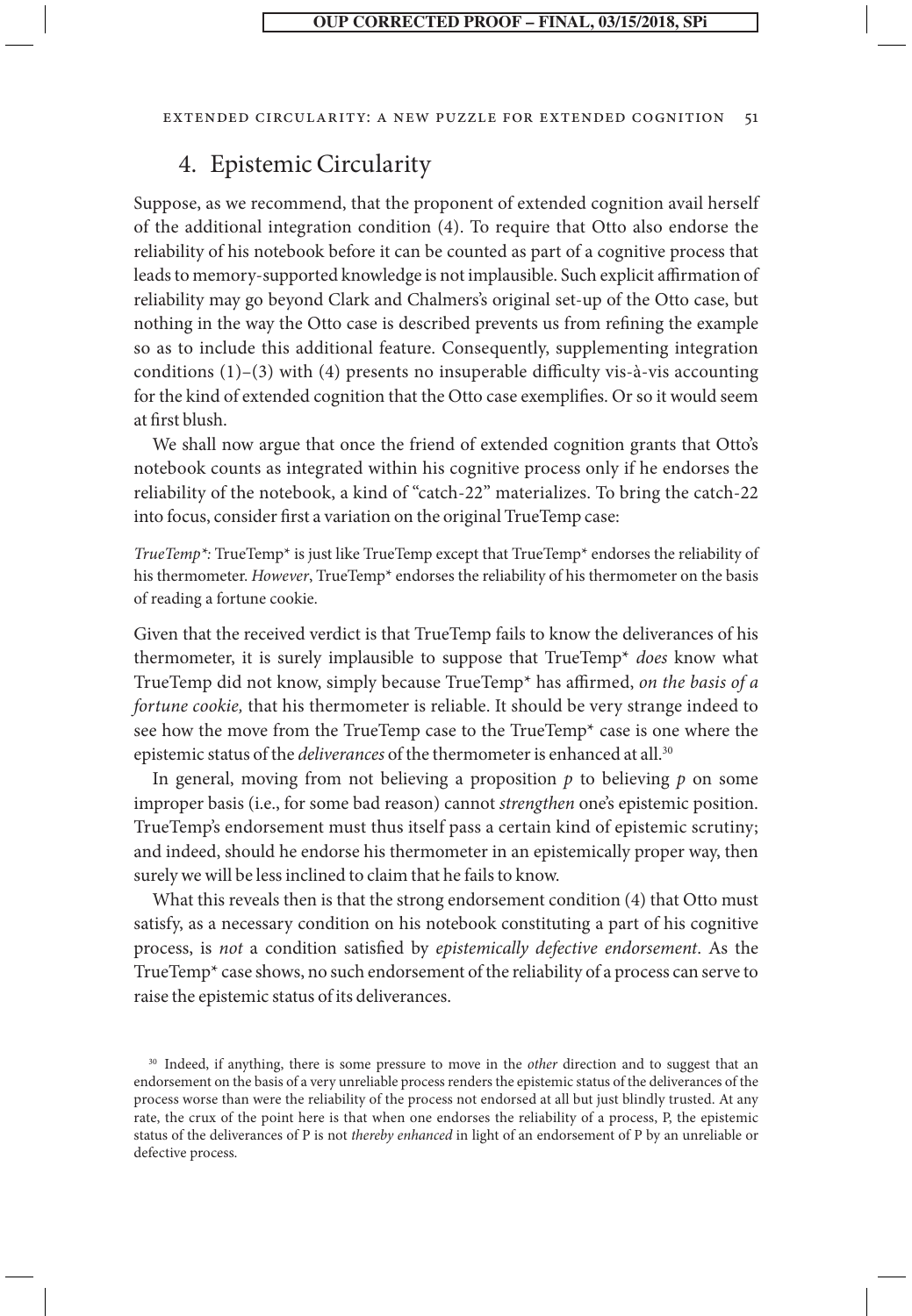## 4. Epistemic Circularity

Suppose, as we recommend, that the proponent of extended cognition avail herself of the additional integration condition (4). To require that Otto also endorse the reliability of his notebook before it can be counted as part of a cognitive process that leads to memory-supported knowledge is not implausible. Such explicit affirmation of reliability may go beyond Clark and Chalmers's original set-up of the Otto case, but nothing in the way the Otto case is described prevents us from refining the example so as to include this additional feature. Consequently, supplementing integration conditions (1)–(3) with (4) presents no insuperable difficulty vis-à-vis accounting for the kind of extended cognition that the Otto case exemplifies. Or so it would seem at first blush.

We shall now argue that once the friend of extended cognition grants that Otto's notebook counts as integrated within his cognitive process only if he endorses the reliability of the notebook, a kind of "catch-22" materializes. To bring the catch-22 into focus, consider first a variation on the original TrueTemp case:

*TrueTemp\*:* TrueTemp\* is just like TrueTemp except that TrueTemp\* endorses the reliability of his thermometer. *However*, TrueTemp\* endorses the reliability of his thermometer on the basis of reading a fortune cookie.

Given that the received verdict is that TrueTemp fails to know the deliverances of his thermometer, it is surely implausible to suppose that TrueTemp\* *does* know what TrueTemp did not know, simply because TrueTemp\* has affirmed, *on the basis of a fortune cookie,* that his thermometer is reliable. It should be very strange indeed to see how the move from the TrueTemp case to the TrueTemp\* case is one where the epistemic status of the *deliverances* of the thermometer is enhanced at all.[30]

In general, moving from not believing a proposition $p$ to believing $p$ on some improper basis (i.e., for some bad reason) cannot *strengthen* one's epistemic position. TrueTemp's endorsement must thus itself pass a certain kind of epistemic scrutiny; and indeed, should he endorse his thermometer in an epistemically proper way, then surely we will be less inclined to claim that he fails to know.

What this reveals then is that the strong endorsement condition (4) that Otto must satisfy, as a necessary condition on his notebook constituting a part of his cognitive process, is *not* a condition satisfied by *epistemically defective endorsement*. As the TrueTemp\* case shows, no such endorsement of the reliability of a process can serve to raise the epistemic status of its deliverances.

[30] Indeed, if anything, there is some pressure to move in the *other* direction and to suggest that an endorsement on the basis of a very unreliable process renders the epistemic status of the deliverances of the process worse than were the reliability of the process not endorsed at all but just blindly trusted. At any rate, the crux of the point here is that when one endorses the reliability of a process, P, the epistemic status of the deliverances of P is not *thereby enhanced* in light of an endorsement of P by an unreliable or defective process.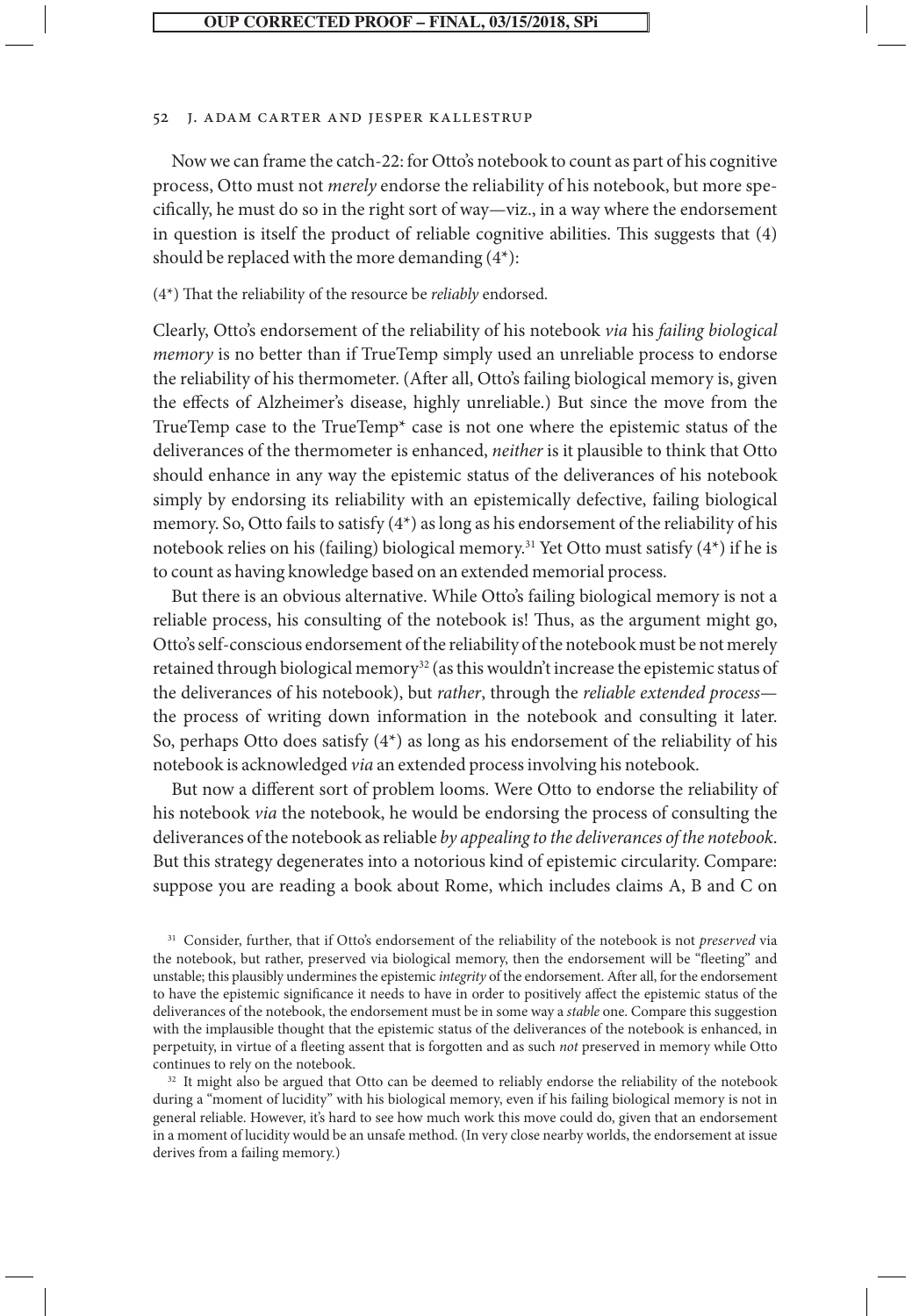Now we can frame the catch-22: for Otto's notebook to count as part of his cognitive process, Otto must not *merely* endorse the reliability of his notebook, but more specifically, he must do so in the right sort of way—viz., in a way where the endorsement in question is itself the product of reliable cognitive abilities. This suggests that (4) should be replaced with the more demanding (4*):

(4*) That the reliability of the resource be *reliably* endorsed.

Clearly, Otto's endorsement of the reliability of his notebook *via* his *failing biological memory* is no better than if TrueTemp simply used an unreliable process to endorse the reliability of his thermometer. (After all, Otto's failing biological memory is, given the effects of Alzheimer's disease, highly unreliable.) But since the move from the TrueTemp case to the TrueTemp* case is not one where the epistemic status of the deliverances of the thermometer is enhanced, *neither* is it plausible to think that Otto should enhance in any way the epistemic status of the deliverances of his notebook simply by endorsing its reliability with an epistemically defective, failing biological memory. So, Otto fails to satisfy (4*) as long as his endorsement of the reliability of his notebook relies on his (failing) biological memory.[31] Yet Otto must satisfy (4*) if he is to count as having knowledge based on an extended memorial process.

But there is an obvious alternative. While Otto's failing biological memory is not a reliable process, his consulting of the notebook is! Thus, as the argument might go, Otto's self-conscious endorsement of the reliability of the notebook must be not merely retained through biological memory[32] (as this wouldn't increase the epistemic status of the deliverances of his notebook), but *rather*, through the *reliable extended process*—the process of writing down information in the notebook and consulting it later. So, perhaps Otto does satisfy (4*) as long as his endorsement of the reliability of his notebook is acknowledged *via* an extended process involving his notebook.

But now a different sort of problem looms. Were Otto to endorse the reliability of his notebook *via* the notebook, he would be endorsing the process of consulting the deliverances of the notebook as reliable *by appealing to the deliverances of the notebook*. But this strategy degenerates into a notorious kind of epistemic circularity. Compare: suppose you are reading a book about Rome, which includes claims A, B and C on

[31] Consider, further, that if Otto's endorsement of the reliability of the notebook is not *preserved* via the notebook, but rather, preserved via biological memory, then the endorsement will be "fleeting" and unstable; this plausibly undermines the epistemic *integrity* of the endorsement. After all, for the endorsement to have the epistemic significance it needs to have in order to positively affect the epistemic status of the deliverances of the notebook, the endorsement must be in some way a *stable* one. Compare this suggestion with the implausible thought that the epistemic status of the deliverances of the notebook is enhanced, in perpetuity, in virtue of a fleeting assent that is forgotten and as such *not* preserved in memory while Otto continues to rely on the notebook.

[32] It might also be argued that Otto can be deemed to reliably endorse the reliability of the notebook during a "moment of lucidity" with his biological memory, even if his failing biological memory is not in general reliable. However, it's hard to see how much work this move could do, given that an endorsement in a moment of lucidity would be an unsafe method. (In very close nearby worlds, the endorsement at issue derives from a failing memory.)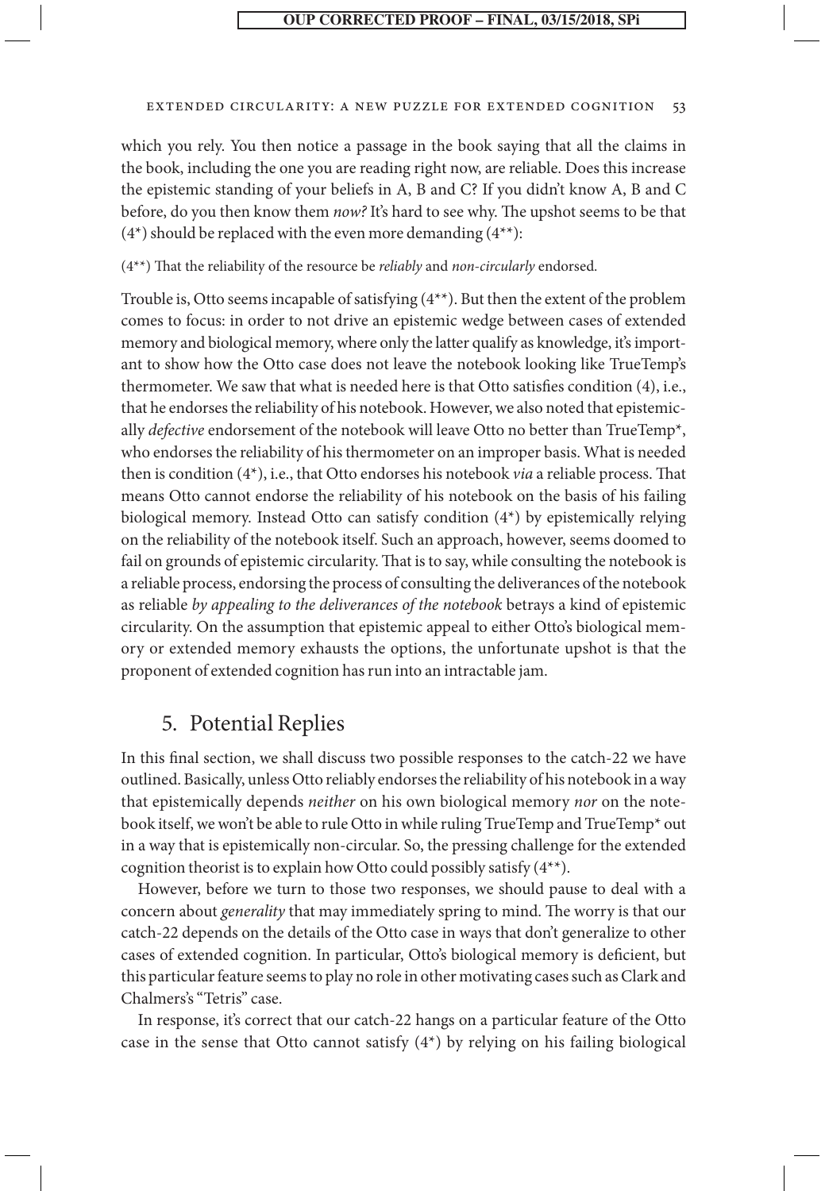which you rely. You then notice a passage in the book saying that all the claims in the book, including the one you are reading right now, are reliable. Does this increase the epistemic standing of your beliefs in A, B and C? If you didn't know A, B and C before, do you then know them *now?* It's hard to see why. The upshot seems to be that (4*) should be replaced with the even more demanding (4**):

(4**) That the reliability of the resource be *reliably* and *non-circularly* endorsed.

Trouble is, Otto seems incapable of satisfying (4**). But then the extent of the problem comes to focus: in order to not drive an epistemic wedge between cases of extended memory and biological memory, where only the latter qualify as knowledge, it's important to show how the Otto case does not leave the notebook looking like TrueTemp's thermometer. We saw that what is needed here is that Otto satisfies condition (4), i.e., that he endorses the reliability of his notebook. However, we also noted that epistemically *defective* endorsement of the notebook will leave Otto no better than TrueTemp*, who endorses the reliability of his thermometer on an improper basis. What is needed then is condition (4*), i.e., that Otto endorses his notebook *via* a reliable process. That means Otto cannot endorse the reliability of his notebook on the basis of his failing biological memory. Instead Otto can satisfy condition (4*) by epistemically relying on the reliability of the notebook itself. Such an approach, however, seems doomed to fail on grounds of epistemic circularity. That is to say, while consulting the notebook is a reliable process, endorsing the process of consulting the deliverances of the notebook as reliable *by appealing to the deliverances of the notebook* betrays a kind of epistemic circularity. On the assumption that epistemic appeal to either Otto's biological memory or extended memory exhausts the options, the unfortunate upshot is that the proponent of extended cognition has run into an intractable jam.

## 5. Potential Replies

In this final section, we shall discuss two possible responses to the catch-22 we have outlined. Basically, unless Otto reliably endorses the reliability of his notebook in a way that epistemically depends *neither* on his own biological memory *nor* on the notebook itself, we won't be able to rule Otto in while ruling TrueTemp and TrueTemp* out in a way that is epistemically non-circular. So, the pressing challenge for the extended cognition theorist is to explain how Otto could possibly satisfy (4**).

However, before we turn to those two responses, we should pause to deal with a concern about *generality* that may immediately spring to mind. The worry is that our catch-22 depends on the details of the Otto case in ways that don't generalize to other cases of extended cognition. In particular, Otto's biological memory is deficient, but this particular feature seems to play no role in other motivating cases such as Clark and Chalmers's "Tetris" case.

In response, it's correct that our catch-22 hangs on a particular feature of the Otto case in the sense that Otto cannot satisfy (4*) by relying on his failing biological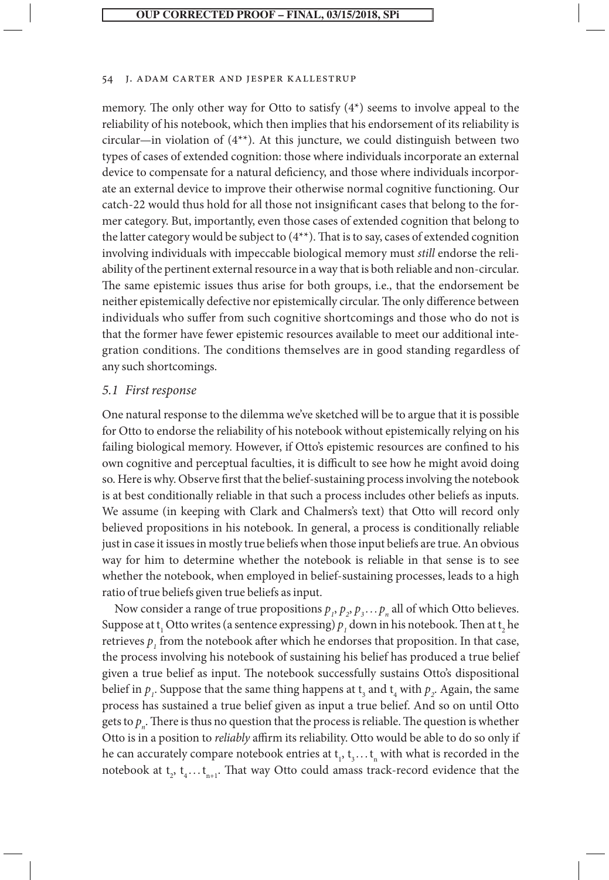memory. The only other way for Otto to satisfy (4*) seems to involve appeal to the reliability of his notebook, which then implies that his endorsement of its reliability is circular—in violation of (4**). At this juncture, we could distinguish between two types of cases of extended cognition: those where individuals incorporate an external device to compensate for a natural deficiency, and those where individuals incorporate an external device to improve their otherwise normal cognitive functioning. Our catch-22 would thus hold for all those not insignificant cases that belong to the former category. But, importantly, even those cases of extended cognition that belong to the latter category would be subject to (4**). That is to say, cases of extended cognition involving individuals with impeccable biological memory must *still* endorse the reliability of the pertinent external resource in a way that is both reliable and non-circular. The same epistemic issues thus arise for both groups, i.e., that the endorsement be neither epistemically defective nor epistemically circular. The only difference between individuals who suffer from such cognitive shortcomings and those who do not is that the former have fewer epistemic resources available to meet our additional integration conditions. The conditions themselves are in good standing regardless of any such shortcomings.

### *5.1 First response*

One natural response to the dilemma we've sketched will be to argue that it is possible for Otto to endorse the reliability of his notebook without epistemically relying on his failing biological memory. However, if Otto's epistemic resources are confined to his own cognitive and perceptual faculties, it is difficult to see how he might avoid doing so. Here is why. Observe first that the belief-sustaining process involving the notebook is at best conditionally reliable in that such a process includes other beliefs as inputs. We assume (in keeping with Clark and Chalmers's text) that Otto will record only believed propositions in his notebook. In general, a process is conditionally reliable just in case it issues in mostly true beliefs when those input beliefs are true. An obvious way for him to determine whether the notebook is reliable in that sense is to see whether the notebook, when employed in belief-sustaining processes, leads to a high ratio of true beliefs given true beliefs as input.

Now consider a range of true propositions $p_1, p_2, p_3 \ldots p_n$ all of which Otto believes. Suppose at $t_1$ Otto writes (a sentence expressing) $p_1$ down in his notebook. Then at $t_2$ he retrieves $p_1$ from the notebook after which he endorses that proposition. In that case, the process involving his notebook of sustaining his belief has produced a true belief given a true belief as input. The notebook successfully sustains Otto's dispositional belief in $p_1$. Suppose that the same thing happens at $t_3$ and $t_4$ with $p_2$. Again, the same process has sustained a true belief given as input a true belief. And so on until Otto gets to $p_n$. There is thus no question that the process is reliable. The question is whether Otto is in a position to *reliably* affirm its reliability. Otto would be able to do so only if he can accurately compare notebook entries at $t_1, t_3 \ldots t_n$ with what is recorded in the notebook at $t_2, t_4 \ldots t_{n+1}$. That way Otto could amass track-record evidence that the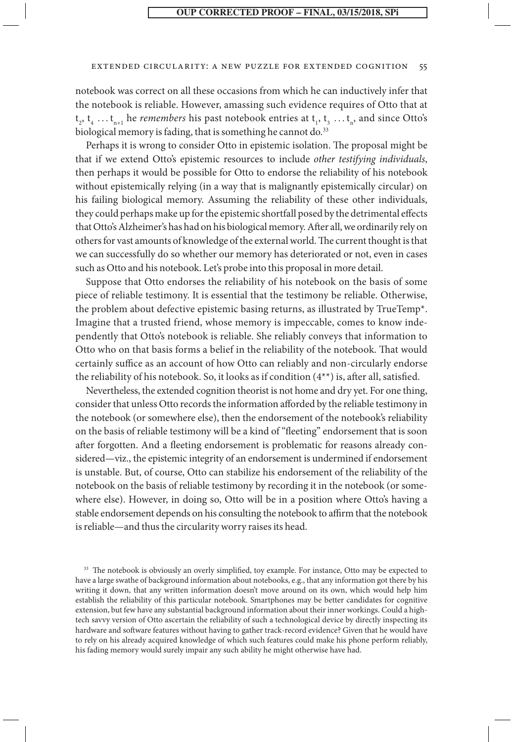notebook was correct on all these occasions from which he can inductively infer that the notebook is reliable. However, amassing such evidence requires of Otto that at $t_2, t_4 \ldots t_{n+1}$ he *remembers* his past notebook entries at $t_1, t_3 \ldots t_n$, and since Otto's biological memory is fading, that is something he cannot do.[33]

Perhaps it is wrong to consider Otto in epistemic isolation. The proposal might be that if we extend Otto's epistemic resources to include *other testifying individuals*, then perhaps it would be possible for Otto to endorse the reliability of his notebook without epistemically relying (in a way that is malignantly epistemically circular) on his failing biological memory. Assuming the reliability of these other individuals, they could perhaps make up for the epistemic shortfall posed by the detrimental effects that Otto's Alzheimer's has had on his biological memory. After all, we ordinarily rely on others for vast amounts of knowledge of the external world. The current thought is that we can successfully do so whether our memory has deteriorated or not, even in cases such as Otto and his notebook. Let's probe into this proposal in more detail.

Suppose that Otto endorses the reliability of his notebook on the basis of some piece of reliable testimony. It is essential that the testimony be reliable. Otherwise, the problem about defective epistemic basing returns, as illustrated by TrueTemp*. Imagine that a trusted friend, whose memory is impeccable, comes to know independently that Otto's notebook is reliable. She reliably conveys that information to Otto who on that basis forms a belief in the reliability of the notebook. That would certainly suffice as an account of how Otto can reliably and non-circularly endorse the reliability of his notebook. So, it looks as if condition (4**) is, after all, satisfied.

Nevertheless, the extended cognition theorist is not home and dry yet. For one thing, consider that unless Otto records the information afforded by the reliable testimony in the notebook (or somewhere else), then the endorsement of the notebook's reliability on the basis of reliable testimony will be a kind of "fleeting" endorsement that is soon after forgotten. And a fleeting endorsement is problematic for reasons already considered—viz., the epistemic integrity of an endorsement is undermined if endorsement is unstable. But, of course, Otto can stabilize his endorsement of the reliability of the notebook on the basis of reliable testimony by recording it in the notebook (or somewhere else). However, in doing so, Otto will be in a position where Otto's having a stable endorsement depends on his consulting the notebook to affirm that the notebook is reliable—and thus the circularity worry raises its head.

[33] The notebook is obviously an overly simplified, toy example. For instance, Otto may be expected to have a large swathe of background information about notebooks, e.g., that any information got there by his writing it down, that any written information doesn't move around on its own, which would help him establish the reliability of this particular notebook. Smartphones may be better candidates for cognitive extension, but few have any substantial background information about their inner workings. Could a high-tech savvy version of Otto ascertain the reliability of such a technological device by directly inspecting its hardware and software features without having to gather track-record evidence? Given that he would have to rely on his already acquired knowledge of which such features could make his phone perform reliably, his fading memory would surely impair any such ability he might otherwise have had.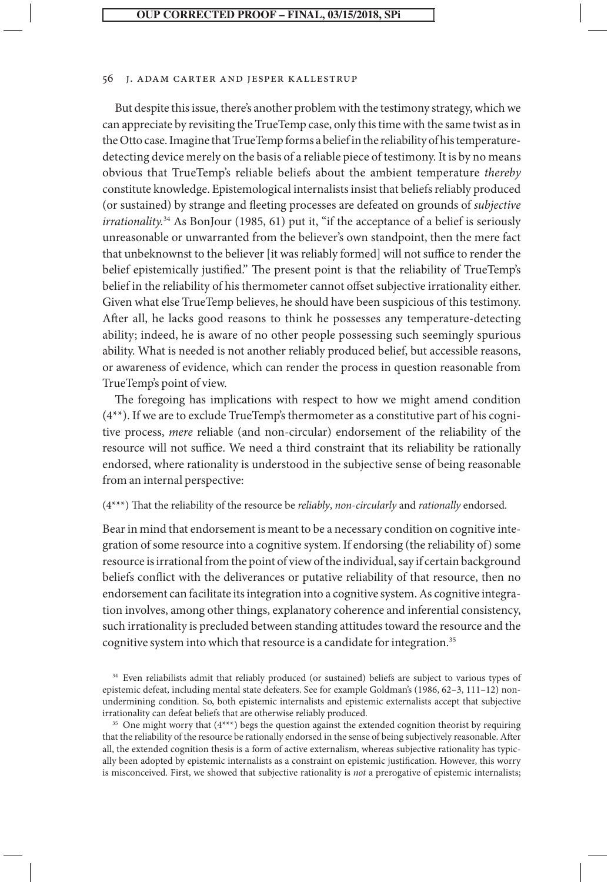But despite this issue, there's another problem with the testimony strategy, which we can appreciate by revisiting the TrueTemp case, only this time with the same twist as in the Otto case. Imagine that TrueTemp forms a belief in the reliability of his temperature-detecting device merely on the basis of a reliable piece of testimony. It is by no means obvious that TrueTemp's reliable beliefs about the ambient temperature *thereby* constitute knowledge. Epistemological internalists insist that beliefs reliably produced (or sustained) by strange and fleeting processes are defeated on grounds of *subjective irrationality.*[34] As BonJour (1985, 61) put it, "if the acceptance of a belief is seriously unreasonable or unwarranted from the believer's own standpoint, then the mere fact that unbeknownst to the believer [it was reliably formed] will not suffice to render the belief epistemically justified." The present point is that the reliability of TrueTemp's belief in the reliability of his thermometer cannot offset subjective irrationality either. Given what else TrueTemp believes, he should have been suspicious of this testimony. After all, he lacks good reasons to think he possesses any temperature-detecting ability; indeed, he is aware of no other people possessing such seemingly spurious ability. What is needed is not another reliably produced belief, but accessible reasons, or awareness of evidence, which can render the process in question reasonable from TrueTemp's point of view.

The foregoing has implications with respect to how we might amend condition (4**). If we are to exclude TrueTemp's thermometer as a constitutive part of his cognitive process, *mere* reliable (and non-circular) endorsement of the reliability of the resource will not suffice. We need a third constraint that its reliability be rationally endorsed, where rationality is understood in the subjective sense of being reasonable from an internal perspective:

(4***) That the reliability of the resource be *reliably*, *non-circularly* and *rationally* endorsed.

Bear in mind that endorsement is meant to be a necessary condition on cognitive integration of some resource into a cognitive system. If endorsing (the reliability of) some resource is irrational from the point of view of the individual, say if certain background beliefs conflict with the deliverances or putative reliability of that resource, then no endorsement can facilitate its integration into a cognitive system. As cognitive integration involves, among other things, explanatory coherence and inferential consistency, such irrationality is precluded between standing attitudes toward the resource and the cognitive system into which that resource is a candidate for integration.[35]

[34] Even reliabilists admit that reliably produced (or sustained) beliefs are subject to various types of epistemic defeat, including mental state defeaters. See for example Goldman's (1986, 62–3, 111–12) non-undermining condition. So, both epistemic internalists and epistemic externalists accept that subjective irrationality can defeat beliefs that are otherwise reliably produced.

[35] One might worry that (4***) begs the question against the extended cognition theorist by requiring that the reliability of the resource be rationally endorsed in the sense of being subjectively reasonable. After all, the extended cognition thesis is a form of active externalism, whereas subjective rationality has typically been adopted by epistemic internalists as a constraint on epistemic justification. However, this worry is misconceived. First, we showed that subjective rationality is *not* a prerogative of epistemic internalists;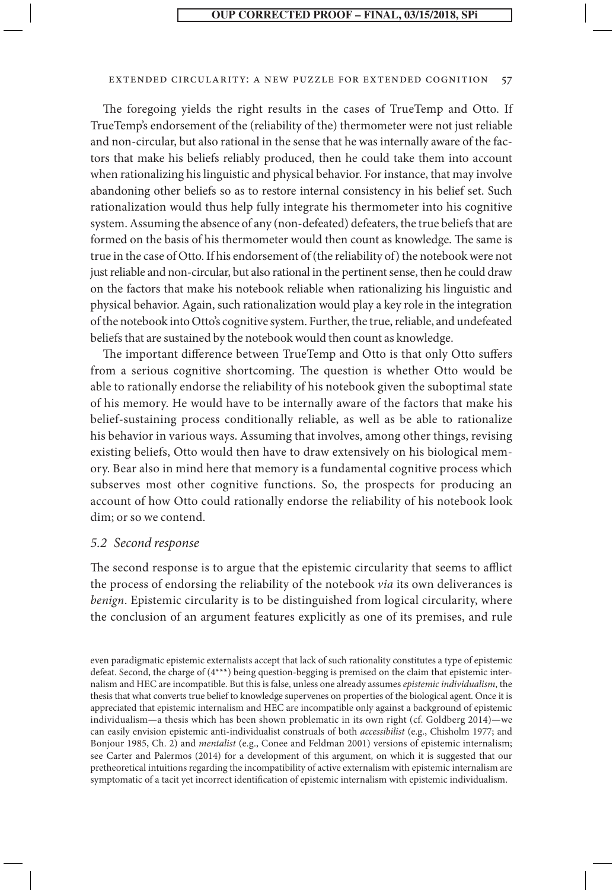The foregoing yields the right results in the cases of TrueTemp and Otto. If TrueTemp's endorsement of the (reliability of the) thermometer were not just reliable and non-circular, but also rational in the sense that he was internally aware of the factors that make his beliefs reliably produced, then he could take them into account when rationalizing his linguistic and physical behavior. For instance, that may involve abandoning other beliefs so as to restore internal consistency in his belief set. Such rationalization would thus help fully integrate his thermometer into his cognitive system. Assuming the absence of any (non-defeated) defeaters, the true beliefs that are formed on the basis of his thermometer would then count as knowledge. The same is true in the case of Otto. If his endorsement of (the reliability of) the notebook were not just reliable and non-circular, but also rational in the pertinent sense, then he could draw on the factors that make his notebook reliable when rationalizing his linguistic and physical behavior. Again, such rationalization would play a key role in the integration of the notebook into Otto's cognitive system. Further, the true, reliable, and undefeated beliefs that are sustained by the notebook would then count as knowledge.

The important difference between TrueTemp and Otto is that only Otto suffers from a serious cognitive shortcoming. The question is whether Otto would be able to rationally endorse the reliability of his notebook given the suboptimal state of his memory. He would have to be internally aware of the factors that make his belief-sustaining process conditionally reliable, as well as be able to rationalize his behavior in various ways. Assuming that involves, among other things, revising existing beliefs, Otto would then have to draw extensively on his biological memory. Bear also in mind here that memory is a fundamental cognitive process which subserves most other cognitive functions. So, the prospects for producing an account of how Otto could rationally endorse the reliability of his notebook look dim; or so we contend.

### *5.2 Second response*

The second response is to argue that the epistemic circularity that seems to afflict the process of endorsing the reliability of the notebook *via* its own deliverances is *benign*. Epistemic circularity is to be distinguished from logical circularity, where the conclusion of an argument features explicitly as one of its premises, and rule

even paradigmatic epistemic externalists accept that lack of such rationality constitutes a type of epistemic defeat. Second, the charge of (4***) being question-begging is premised on the claim that epistemic internalism and HEC are incompatible. But this is false, unless one already assumes *epistemic individualism*, the thesis that what converts true belief to knowledge supervenes on properties of the biological agent. Once it is appreciated that epistemic internalism and HEC are incompatible only against a background of epistemic individualism—a thesis which has been shown problematic in its own right (cf. Goldberg 2014)—we can easily envision epistemic anti-individualist construals of both *accessibilist* (e.g., Chisholm 1977; and Bonjour 1985, Ch. 2) and *mentalist* (e.g., Conee and Feldman 2001) versions of epistemic internalism; see Carter and Palermos (2014) for a development of this argument, on which it is suggested that our pretheoretical intuitions regarding the incompatibility of active externalism with epistemic internalism are symptomatic of a tacit yet incorrect identification of epistemic internalism with epistemic individualism.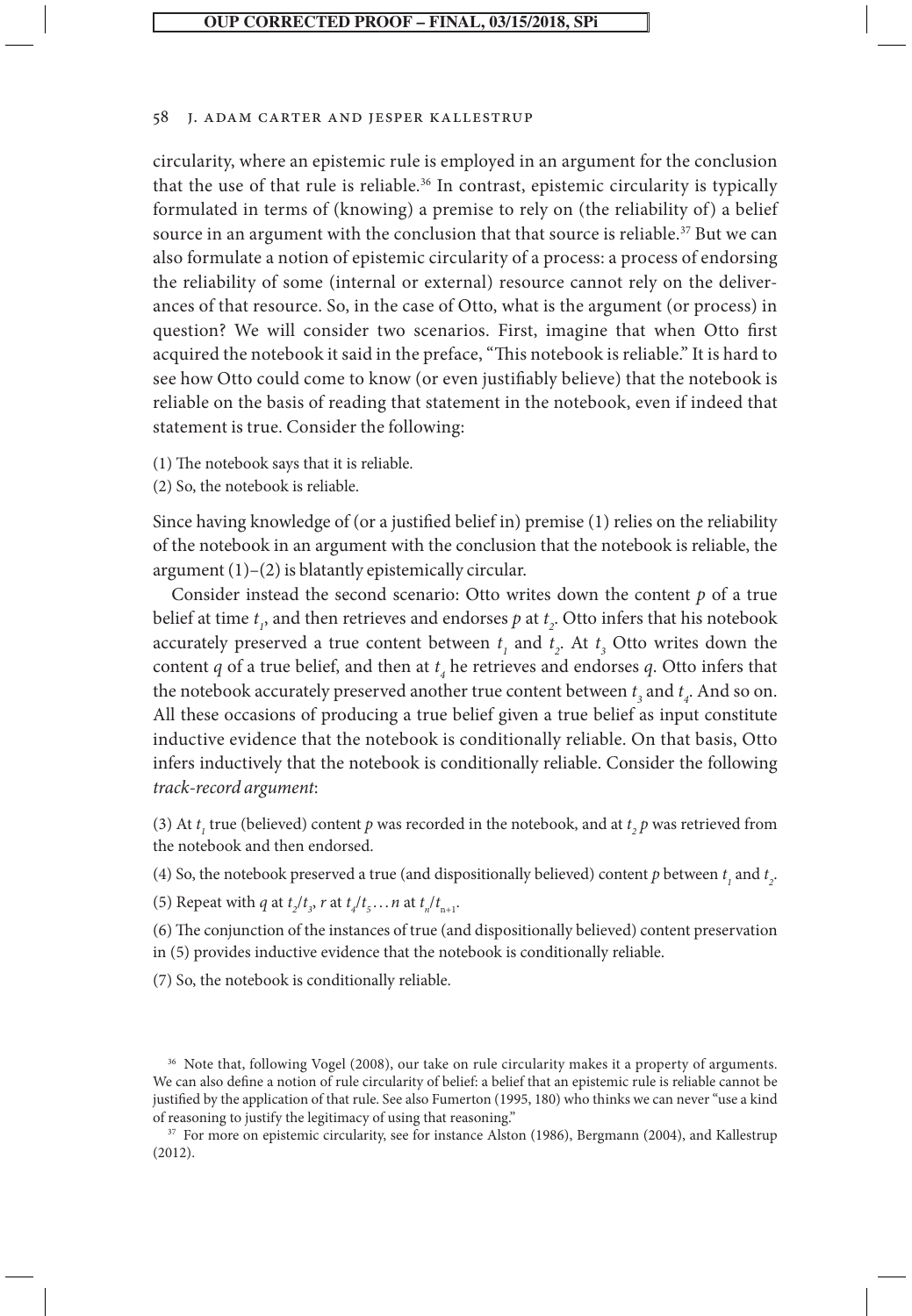circularity, where an epistemic rule is employed in an argument for the conclusion that the use of that rule is reliable.[36] In contrast, epistemic circularity is typically formulated in terms of (knowing) a premise to rely on (the reliability of) a belief source in an argument with the conclusion that that source is reliable.[37] But we can also formulate a notion of epistemic circularity of a process: a process of endorsing the reliability of some (internal or external) resource cannot rely on the deliverances of that resource. So, in the case of Otto, what is the argument (or process) in question? We will consider two scenarios. First, imagine that when Otto first acquired the notebook it said in the preface, "This notebook is reliable." It is hard to see how Otto could come to know (or even justifiably believe) that the notebook is reliable on the basis of reading that statement in the notebook, even if indeed that statement is true. Consider the following:

(1) The notebook says that it is reliable.

(2) So, the notebook is reliable.

Since having knowledge of (or a justified belief in) premise (1) relies on the reliability of the notebook in an argument with the conclusion that the notebook is reliable, the argument (1)–(2) is blatantly epistemically circular.

Consider instead the second scenario: Otto writes down the content $p$ of a true belief at time $t_1$, and then retrieves and endorses $p$ at $t_2$. Otto infers that his notebook accurately preserved a true content between $t_1$ and $t_2$. At $t_3$ Otto writes down the content $q$ of a true belief, and then at $t_4$ he retrieves and endorses $q$. Otto infers that the notebook accurately preserved another true content between $t_3$ and $t_4$. And so on. All these occasions of producing a true belief given a true belief as input constitute inductive evidence that the notebook is conditionally reliable. On that basis, Otto infers inductively that the notebook is conditionally reliable. Consider the following *track-record argument*:

(3) At $t_1$ true (believed) content $p$ was recorded in the notebook, and at $t_2$ $p$ was retrieved from the notebook and then endorsed.

(4) So, the notebook preserved a true (and dispositionally believed) content $p$ between $t_1$ and $t_2$.

(5) Repeat with $q$ at $t_2/t_3$, $r$ at $t_4/t_5 \ldots n$ at $t_n/t_{n+1}$.

(6) The conjunction of the instances of true (and dispositionally believed) content preservation in (5) provides inductive evidence that the notebook is conditionally reliable.

(7) So, the notebook is conditionally reliable.

[36] Note that, following Vogel (2008), our take on rule circularity makes it a property of arguments. We can also define a notion of rule circularity of belief: a belief that an epistemic rule is reliable cannot be justified by the application of that rule. See also Fumerton (1995, 180) who thinks we can never "use a kind of reasoning to justify the legitimacy of using that reasoning."

[37] For more on epistemic circularity, see for instance Alston (1986), Bergmann (2004), and Kallestrup (2012).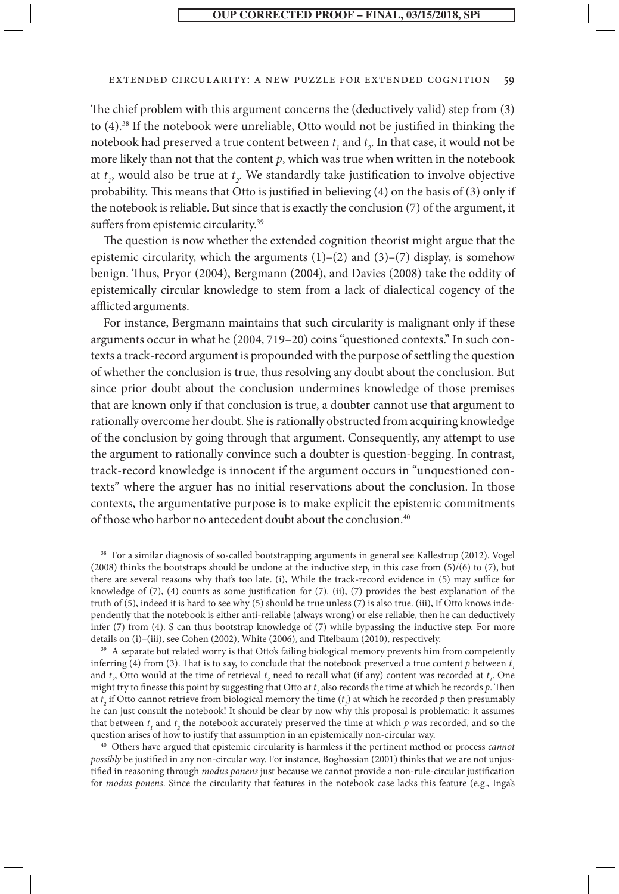The chief problem with this argument concerns the (deductively valid) step from (3) to (4).[38] If the notebook were unreliable, Otto would not be justified in thinking the notebook had preserved a true content between $t_1$ and $t_2$. In that case, it would not be more likely than not that the content *p*, which was true when written in the notebook at $t_1$, would also be true at $t_2$. We standardly take justification to involve objective probability. This means that Otto is justified in believing (4) on the basis of (3) only if the notebook is reliable. But since that is exactly the conclusion (7) of the argument, it suffers from epistemic circularity.[39]

The question is now whether the extended cognition theorist might argue that the epistemic circularity, which the arguments (1)–(2) and (3)–(7) display, is somehow benign. Thus, Pryor (2004), Bergmann (2004), and Davies (2008) take the oddity of epistemically circular knowledge to stem from a lack of dialectical cogency of the afflicted arguments.

For instance, Bergmann maintains that such circularity is malignant only if these arguments occur in what he (2004, 719–20) coins "questioned contexts." In such contexts a track-record argument is propounded with the purpose of settling the question of whether the conclusion is true, thus resolving any doubt about the conclusion. But since prior doubt about the conclusion undermines knowledge of those premises that are known only if that conclusion is true, a doubter cannot use that argument to rationally overcome her doubt. She is rationally obstructed from acquiring knowledge of the conclusion by going through that argument. Consequently, any attempt to use the argument to rationally convince such a doubter is question-begging. In contrast, track-record knowledge is innocent if the argument occurs in "unquestioned contexts" where the arguer has no initial reservations about the conclusion. In those contexts, the argumentative purpose is to make explicit the epistemic commitments of those who harbor no antecedent doubt about the conclusion.[40]

[38] For a similar diagnosis of so-called bootstrapping arguments in general see Kallestrup (2012). Vogel (2008) thinks the bootstraps should be undone at the inductive step, in this case from (5)/(6) to (7), but there are several reasons why that's too late. (i), While the track-record evidence in (5) may suffice for knowledge of (7), (4) counts as some justification for (7). (ii), (7) provides the best explanation of the truth of (5), indeed it is hard to see why (5) should be true unless (7) is also true. (iii), If Otto knows independently that the notebook is either anti-reliable (always wrong) or else reliable, then he can deductively infer (7) from (4). S can thus bootstrap knowledge of (7) while bypassing the inductive step. For more details on (i)–(iii), see Cohen (2002), White (2006), and Titelbaum (2010), respectively.

[39] A separate but related worry is that Otto's failing biological memory prevents him from competently inferring (4) from (3). That is to say, to conclude that the notebook preserved a true content *p* between $t_1$ and $t_2$, Otto would at the time of retrieval $t_2$ need to recall what (if any) content was recorded at $t_1$. One might try to finesse this point by suggesting that Otto at $t_1$ also records the time at which he records *p*. Then at $t_2$ if Otto cannot retrieve from biological memory the time ($t_1$) at which he recorded *p* then presumably he can just consult the notebook! It should be clear by now why this proposal is problematic: it assumes that between $t_1$ and $t_2$ the notebook accurately preserved the time at which *p* was recorded, and so the question arises of how to justify that assumption in an epistemically non-circular way.

[40] Others have argued that epistemic circularity is harmless if the pertinent method or process *cannot possibly* be justified in any non-circular way. For instance, Boghossian (2001) thinks that we are not unjustified in reasoning through *modus ponens* just because we cannot provide a non-rule-circular justification for *modus ponens*. Since the circularity that features in the notebook case lacks this feature (e.g., Inga's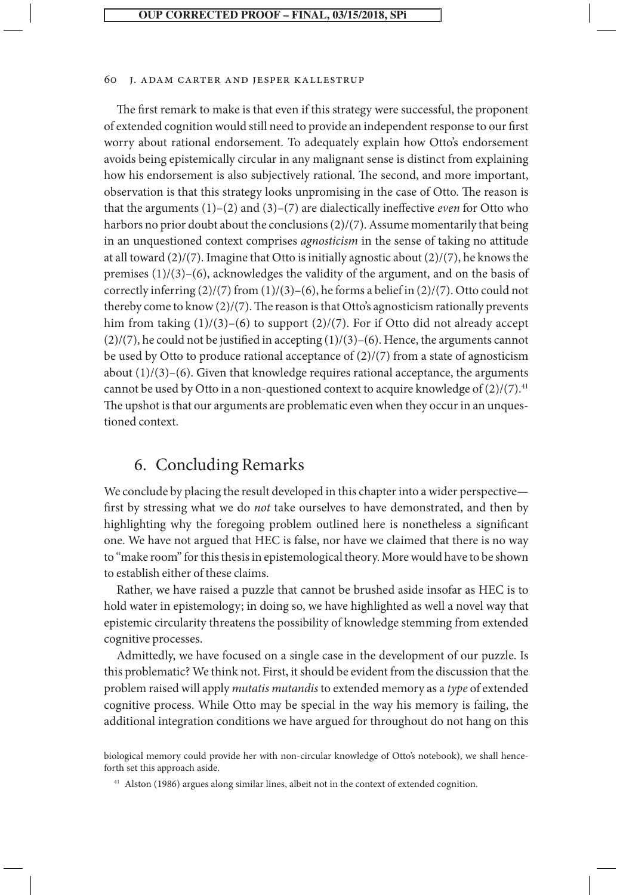The first remark to make is that even if this strategy were successful, the proponent of extended cognition would still need to provide an independent response to our first worry about rational endorsement. To adequately explain how Otto's endorsement avoids being epistemically circular in any malignant sense is distinct from explaining how his endorsement is also subjectively rational. The second, and more important, observation is that this strategy looks unpromising in the case of Otto. The reason is that the arguments (1)–(2) and (3)–(7) are dialectically ineffective *even* for Otto who harbors no prior doubt about the conclusions (2)/(7). Assume momentarily that being in an unquestioned context comprises *agnosticism* in the sense of taking no attitude at all toward (2)/(7). Imagine that Otto is initially agnostic about (2)/(7), he knows the premises (1)/(3)–(6), acknowledges the validity of the argument, and on the basis of correctly inferring (2)/(7) from (1)/(3)–(6), he forms a belief in (2)/(7). Otto could not thereby come to know (2)/(7). The reason is that Otto's agnosticism rationally prevents him from taking (1)/(3)–(6) to support (2)/(7). For if Otto did not already accept (2)/(7), he could not be justified in accepting (1)/(3)–(6). Hence, the arguments cannot be used by Otto to produce rational acceptance of (2)/(7) from a state of agnosticism about (1)/(3)–(6). Given that knowledge requires rational acceptance, the arguments cannot be used by Otto in a non-questioned context to acquire knowledge of (2)/(7).[41] The upshot is that our arguments are problematic even when they occur in an unquestioned context.

## 6. Concluding Remarks

We conclude by placing the result developed in this chapter into a wider perspective—first by stressing what we do *not* take ourselves to have demonstrated, and then by highlighting why the foregoing problem outlined here is nonetheless a significant one. We have not argued that HEC is false, nor have we claimed that there is no way to "make room" for this thesis in epistemological theory. More would have to be shown to establish either of these claims.

Rather, we have raised a puzzle that cannot be brushed aside insofar as HEC is to hold water in epistemology; in doing so, we have highlighted as well a novel way that epistemic circularity threatens the possibility of knowledge stemming from extended cognitive processes.

Admittedly, we have focused on a single case in the development of our puzzle. Is this problematic? We think not. First, it should be evident from the discussion that the problem raised will apply *mutatis mutandis* to extended memory as a *type* of extended cognitive process. While Otto may be special in the way his memory is failing, the additional integration conditions we have argued for throughout do not hang on this

biological memory could provide her with non-circular knowledge of Otto's notebook), we shall henceforth set this approach aside.

[41] Alston (1986) argues along similar lines, albeit not in the context of extended cognition.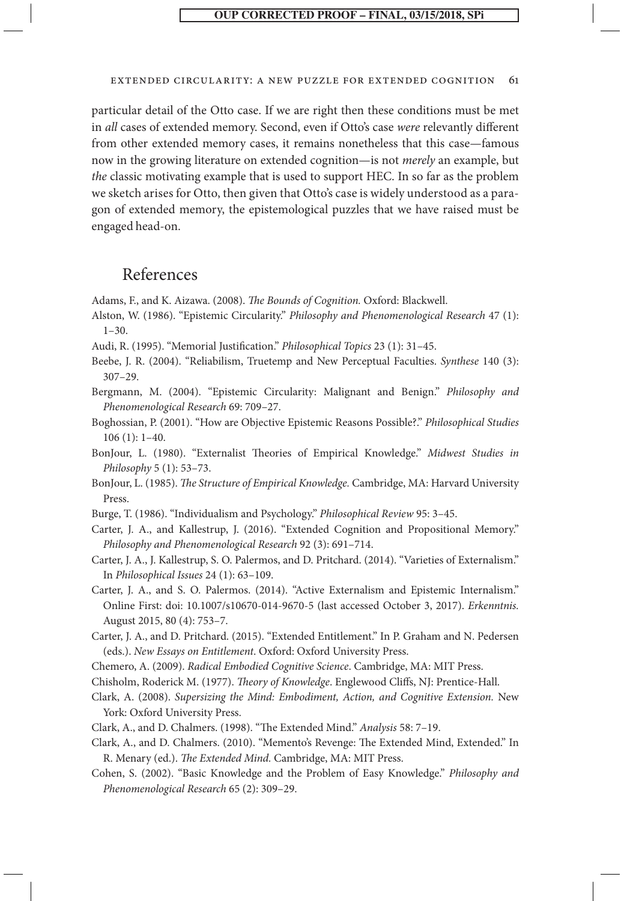particular detail of the Otto case. If we are right then these conditions must be met in *all* cases of extended memory. Second, even if Otto's case *were* relevantly different from other extended memory cases, it remains nonetheless that this case—famous now in the growing literature on extended cognition—is not *merely* an example, but *the* classic motivating example that is used to support HEC. In so far as the problem we sketch arises for Otto, then given that Otto's case is widely understood as a paragon of extended memory, the epistemological puzzles that we have raised must be engaged head-on.

## References

Adams, F., and K. Aizawa. (2008). *The Bounds of Cognition.* Oxford: Blackwell.

Alston, W. (1986). "Epistemic Circularity." *Philosophy and Phenomenological Research* 47 (1): 1–30.

Audi, R. (1995). "Memorial Justification." *Philosophical Topics* 23 (1): 31–45.

Beebe, J. R. (2004). "Reliabilism, Truetemp and New Perceptual Faculties. *Synthese* 140 (3): 307–29.

Bergmann, M. (2004). "Epistemic Circularity: Malignant and Benign." *Philosophy and Phenomenological Research* 69: 709–27.

Boghossian, P. (2001). "How are Objective Epistemic Reasons Possible?." *Philosophical Studies* 106 (1): 1–40.

BonJour, L. (1980). "Externalist Theories of Empirical Knowledge." *Midwest Studies in Philosophy* 5 (1): 53–73.

BonJour, L. (1985). *The Structure of Empirical Knowledge.* Cambridge, MA: Harvard University Press.

Burge, T. (1986). "Individualism and Psychology." *Philosophical Review* 95: 3–45.

Carter, J. A., and Kallestrup, J. (2016). "Extended Cognition and Propositional Memory." *Philosophy and Phenomenological Research* 92 (3): 691–714.

Carter, J. A., J. Kallestrup, S. O. Palermos, and D. Pritchard. (2014). "Varieties of Externalism." In *Philosophical Issues* 24 (1): 63–109.

Carter, J. A., and S. O. Palermos. (2014). "Active Externalism and Epistemic Internalism." Online First: doi: 10.1007/s10670-014-9670-5 (last accessed October 3, 2017). *Erkenntnis.* August 2015, 80 (4): 753–7.

Carter, J. A., and D. Pritchard. (2015). "Extended Entitlement." In P. Graham and N. Pedersen (eds.). *New Essays on Entitlement*. Oxford: Oxford University Press.

Chemero, A. (2009). *Radical Embodied Cognitive Science*. Cambridge, MA: MIT Press.

Chisholm, Roderick M. (1977). *Theory of Knowledge*. Englewood Cliffs, NJ: Prentice-Hall.

Clark, A. (2008). *Supersizing the Mind: Embodiment, Action, and Cognitive Extension.* New York: Oxford University Press.

Clark, A., and D. Chalmers. (1998). "The Extended Mind." *Analysis* 58: 7–19.

Clark, A., and D. Chalmers. (2010). "Memento's Revenge: The Extended Mind, Extended." In R. Menary (ed.). *The Extended Mind.* Cambridge, MA: MIT Press.

Cohen, S. (2002). "Basic Knowledge and the Problem of Easy Knowledge." *Philosophy and Phenomenological Research* 65 (2): 309–29.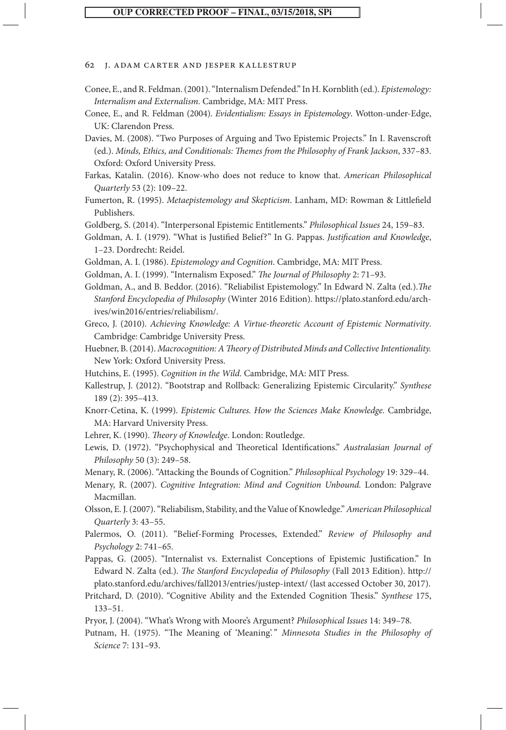Conee, E., and R. Feldman. (2001). "Internalism Defended." In H. Kornblith (ed.). *Epistemology: Internalism and Externalism.* Cambridge, MA: MIT Press.

Conee, E., and R. Feldman (2004). *Evidentialism: Essays in Epistemology*. Wotton-under-Edge, UK: Clarendon Press.

Davies, M. (2008). "Two Purposes of Arguing and Two Epistemic Projects." In I. Ravenscroft (ed.). *Minds, Ethics, and Conditionals: Themes from the Philosophy of Frank Jackson*, 337–83. Oxford: Oxford University Press.

Farkas, Katalin. (2016). Know-who does not reduce to know that. *American Philosophical Quarterly* 53 (2): 109–22.

Fumerton, R. (1995). *Metaepistemology and Skepticism*. Lanham, MD: Rowman & Littlefield Publishers.

Goldberg, S. (2014). "Interpersonal Epistemic Entitlements." *Philosophical Issues* 24, 159–83.

Goldman, A. I. (1979). "What is Justified Belief?" In G. Pappas. *Justification and Knowledge*, 1–23. Dordrecht: Reidel.

Goldman, A. I. (1986). *Epistemology and Cognition*. Cambridge, MA: MIT Press.

Goldman, A. I. (1999). "Internalism Exposed." *The Journal of Philosophy* 2: 71–93.

Goldman, A., and B. Beddor. (2016). "Reliabilist Epistemology." In Edward N. Zalta (ed.).*The Stanford Encyclopedia of Philosophy* (Winter 2016 Edition). https://plato.stanford.edu/archives/win2016/entries/reliabilism/.

Greco, J. (2010). *Achieving Knowledge: A Virtue-theoretic Account of Epistemic Normativity*. Cambridge: Cambridge University Press.

Huebner, B. (2014). *Macrocognition: A Theory of Distributed Minds and Collective Intentionality.* New York: Oxford University Press.

Hutchins, E. (1995). *Cognition in the Wild.* Cambridge, MA: MIT Press.

Kallestrup, J. (2012). "Bootstrap and Rollback: Generalizing Epistemic Circularity." *Synthese* 189 (2): 395–413.

Knorr-Cetina, K. (1999). *Epistemic Cultures. How the Sciences Make Knowledge.* Cambridge, MA: Harvard University Press.

Lehrer, K. (1990). *Theory of Knowledge*. London: Routledge.

Lewis, D. (1972). "Psychophysical and Theoretical Identifications." *Australasian Journal of Philosophy* 50 (3): 249–58.

Menary, R. (2006). "Attacking the Bounds of Cognition." *Philosophical Psychology* 19: 329–44.

Menary, R. (2007). *Cognitive Integration: Mind and Cognition Unbound.* London: Palgrave Macmillan.

Olsson, E. J. (2007). "Reliabilism, Stability, and the Value of Knowledge." *American Philosophical Quarterly* 3: 43–55.

Palermos, O. (2011). "Belief-Forming Processes, Extended." *Review of Philosophy and Psychology* 2: 741–65.

Pappas, G. (2005). "Internalist vs. Externalist Conceptions of Epistemic Justification." In Edward N. Zalta (ed.). *The Stanford Encyclopedia of Philosophy* (Fall 2013 Edition). http://plato.stanford.edu/archives/fall2013/entries/justep-intext/ (last accessed October 30, 2017).

Pritchard, D. (2010). "Cognitive Ability and the Extended Cognition Thesis." *Synthese* 175, 133–51.

Pryor, J. (2004). "What's Wrong with Moore's Argument? *Philosophical Issues* 14: 349–78.

Putnam, H. (1975). "The Meaning of 'Meaning'." *Minnesota Studies in the Philosophy of Science* 7: 131–93.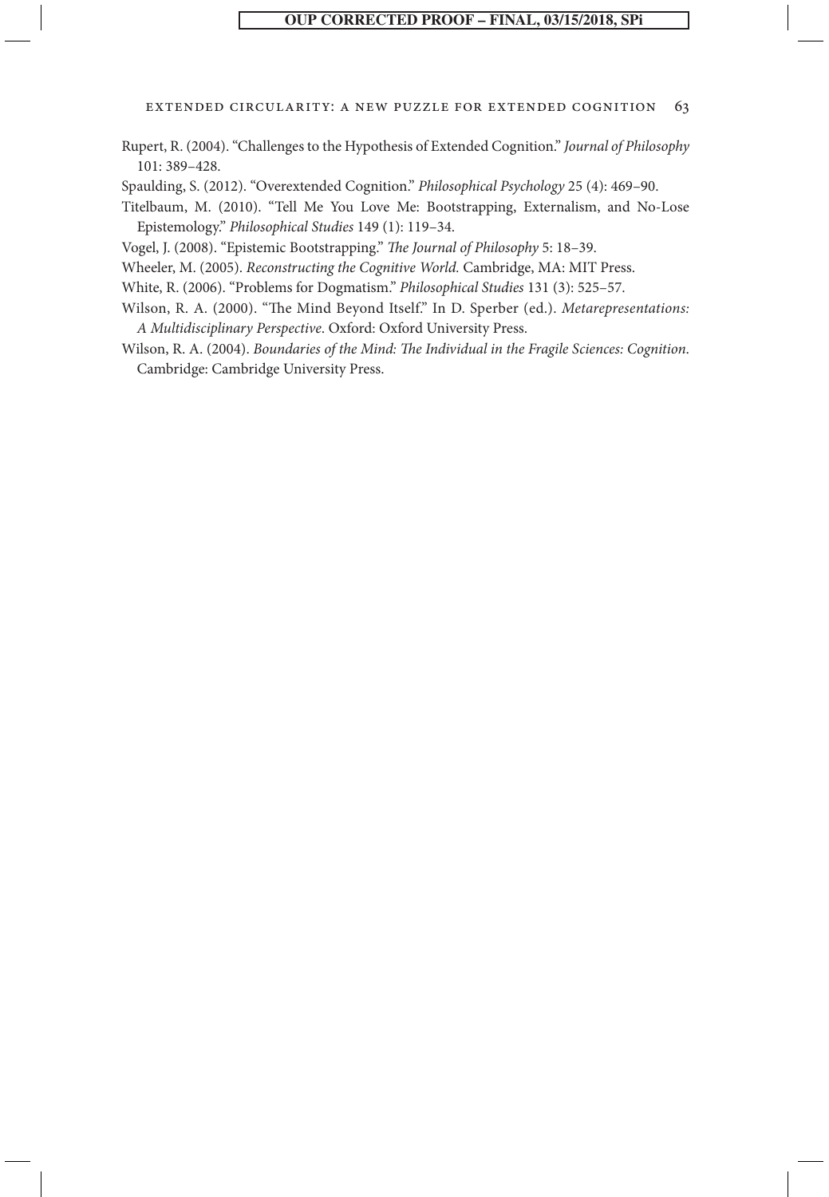Rupert, R. (2004). "Challenges to the Hypothesis of Extended Cognition." *Journal of Philosophy* 101: 389–428.

Spaulding, S. (2012). "Overextended Cognition." *Philosophical Psychology* 25 (4): 469–90.

Titelbaum, M. (2010). "Tell Me You Love Me: Bootstrapping, Externalism, and No-Lose Epistemology." *Philosophical Studies* 149 (1): 119–34.

Vogel, J. (2008). "Epistemic Bootstrapping." *The Journal of Philosophy* 5: 18–39.

Wheeler, M. (2005). *Reconstructing the Cognitive World*. Cambridge, MA: MIT Press.

White, R. (2006). "Problems for Dogmatism." *Philosophical Studies* 131 (3): 525–57.

Wilson, R. A. (2000). "The Mind Beyond Itself." In D. Sperber (ed.). *Metarepresentations: A Multidisciplinary Perspective*. Oxford: Oxford University Press.

Wilson, R. A. (2004). *Boundaries of the Mind: The Individual in the Fragile Sciences: Cognition*. Cambridge: Cambridge University Press.